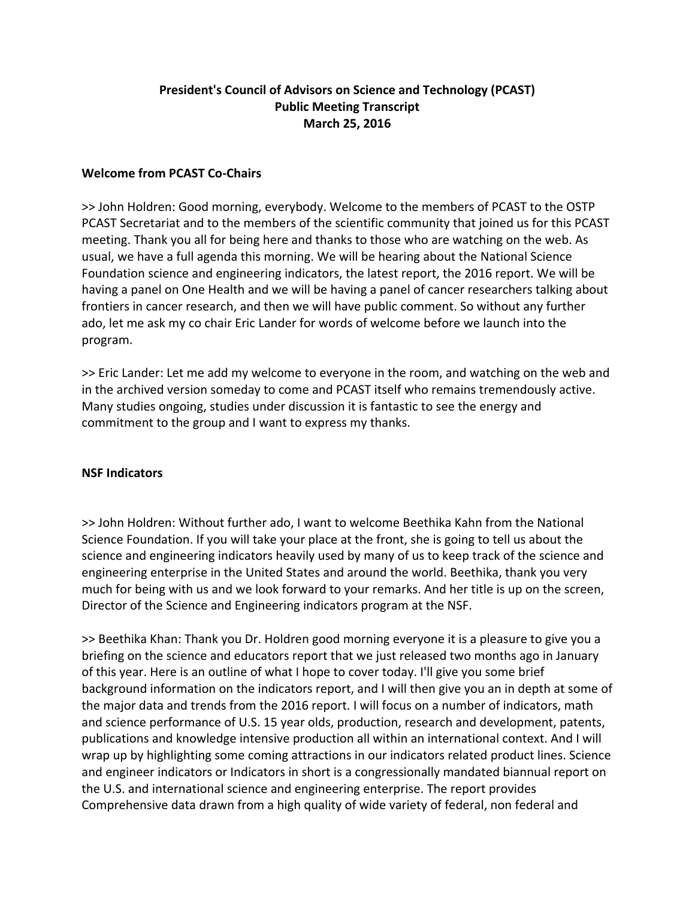# President's Council of Advisors on Science and Technology (PCAST)
# Public Meeting Transcript
# March 25, 2016

## Welcome from PCAST Co-Chairs

>> John Holdren: Good morning, everybody. Welcome to the members of PCAST to the OSTP PCAST Secretariat and to the members of the scientific community that joined us for this PCAST meeting. Thank you all for being here and thanks to those who are watching on the web. As usual, we have a full agenda this morning. We will be hearing about the National Science Foundation science and engineering indicators, the latest report, the 2016 report. We will be having a panel on One Health and we will be having a panel of cancer researchers talking about frontiers in cancer research, and then we will have public comment. So without any further ado, let me ask my co chair Eric Lander for words of welcome before we launch into the program.

>> Eric Lander: Let me add my welcome to everyone in the room, and watching on the web and in the archived version someday to come and PCAST itself who remains tremendously active. Many studies ongoing, studies under discussion it is fantastic to see the energy and commitment to the group and I want to express my thanks.

## NSF Indicators

>> John Holdren: Without further ado, I want to welcome Beethika Kahn from the National Science Foundation. If you will take your place at the front, she is going to tell us about the science and engineering indicators heavily used by many of us to keep track of the science and engineering enterprise in the United States and around the world. Beethika, thank you very much for being with us and we look forward to your remarks. And her title is up on the screen, Director of the Science and Engineering indicators program at the NSF.

>> Beethika Khan: Thank you Dr. Holdren good morning everyone it is a pleasure to give you a briefing on the science and educators report that we just released two months ago in January of this year. Here is an outline of what I hope to cover today. I'll give you some brief background information on the indicators report, and I will then give you an in depth at some of the major data and trends from the 2016 report. I will focus on a number of indicators, math and science performance of U.S. 15 year olds, production, research and development, patents, publications and knowledge intensive production all within an international context. And I will wrap up by highlighting some coming attractions in our indicators related product lines. Science and engineer indicators or Indicators in short is a congressionally mandated biannual report on the U.S. and international science and engineering enterprise. The report provides Comprehensive data drawn from a high quality of wide variety of federal, non federal and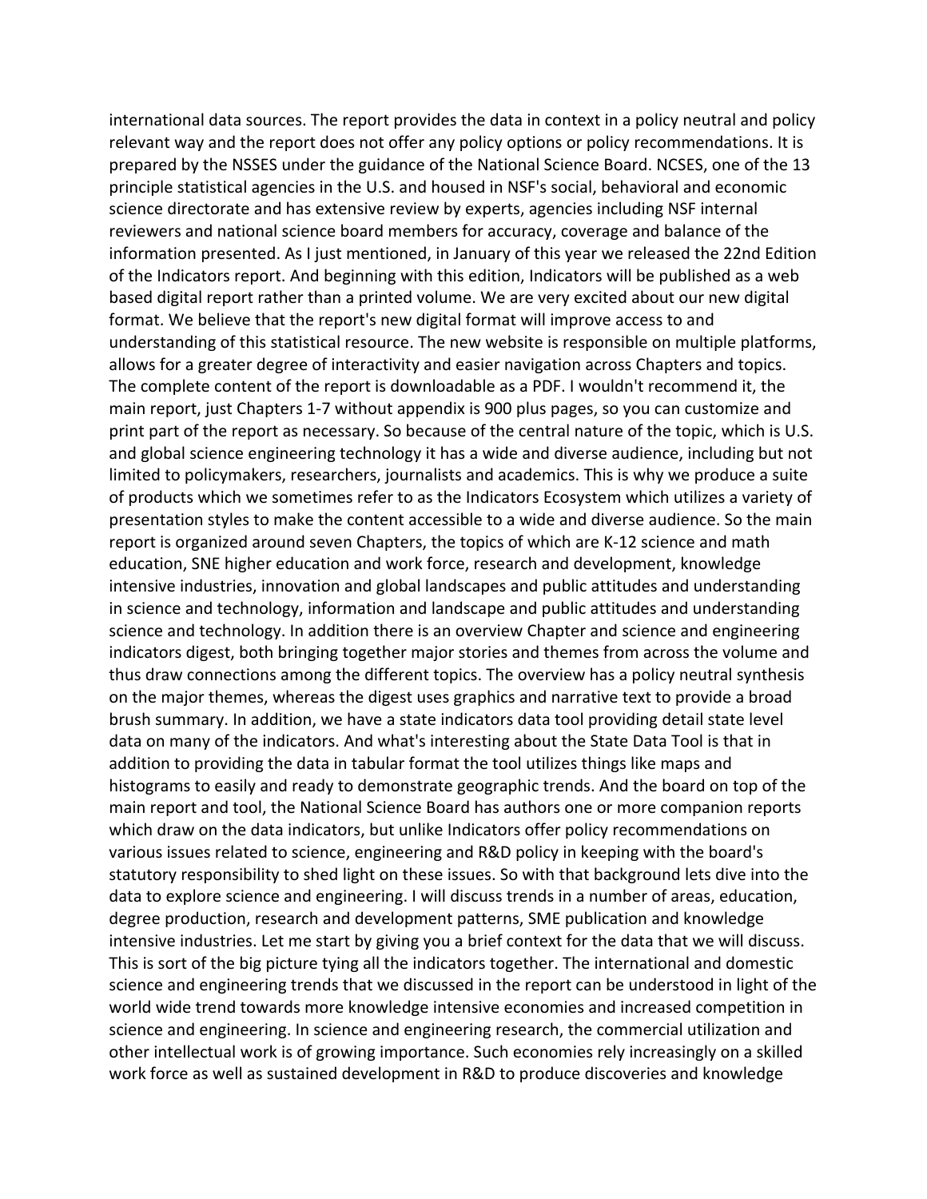international data sources. The report provides the data in context in a policy neutral and policy relevant way and the report does not offer any policy options or policy recommendations. It is prepared by the NSSES under the guidance of the National Science Board. NCSES, one of the 13 principle statistical agencies in the U.S. and housed in NSF's social, behavioral and economic science directorate and has extensive review by experts, agencies including NSF internal reviewers and national science board members for accuracy, coverage and balance of the information presented. As I just mentioned, in January of this year we released the 22nd Edition of the Indicators report. And beginning with this edition, Indicators will be published as a web based digital report rather than a printed volume. We are very excited about our new digital format. We believe that the report's new digital format will improve access to and understanding of this statistical resource. The new website is responsible on multiple platforms, allows for a greater degree of interactivity and easier navigation across Chapters and topics. The complete content of the report is downloadable as a PDF. I wouldn't recommend it, the main report, just Chapters 1-7 without appendix is 900 plus pages, so you can customize and print part of the report as necessary. So because of the central nature of the topic, which is U.S. and global science engineering technology it has a wide and diverse audience, including but not limited to policymakers, researchers, journalists and academics. This is why we produce a suite of products which we sometimes refer to as the Indicators Ecosystem which utilizes a variety of presentation styles to make the content accessible to a wide and diverse audience. So the main report is organized around seven Chapters, the topics of which are K-12 science and math education, SNE higher education and work force, research and development, knowledge intensive industries, innovation and global landscapes and public attitudes and understanding in science and technology, information and landscape and public attitudes and understanding science and technology. In addition there is an overview Chapter and science and engineering indicators digest, both bringing together major stories and themes from across the volume and thus draw connections among the different topics. The overview has a policy neutral synthesis on the major themes, whereas the digest uses graphics and narrative text to provide a broad brush summary. In addition, we have a state indicators data tool providing detail state level data on many of the indicators. And what's interesting about the State Data Tool is that in addition to providing the data in tabular format the tool utilizes things like maps and histograms to easily and ready to demonstrate geographic trends. And the board on top of the main report and tool, the National Science Board has authors one or more companion reports which draw on the data indicators, but unlike Indicators offer policy recommendations on various issues related to science, engineering and R&D policy in keeping with the board's statutory responsibility to shed light on these issues. So with that background lets dive into the data to explore science and engineering. I will discuss trends in a number of areas, education, degree production, research and development patterns, SME publication and knowledge intensive industries. Let me start by giving you a brief context for the data that we will discuss. This is sort of the big picture tying all the indicators together. The international and domestic science and engineering trends that we discussed in the report can be understood in light of the world wide trend towards more knowledge intensive economies and increased competition in science and engineering. In science and engineering research, the commercial utilization and other intellectual work is of growing importance. Such economies rely increasingly on a skilled work force as well as sustained development in R&D to produce discoveries and knowledge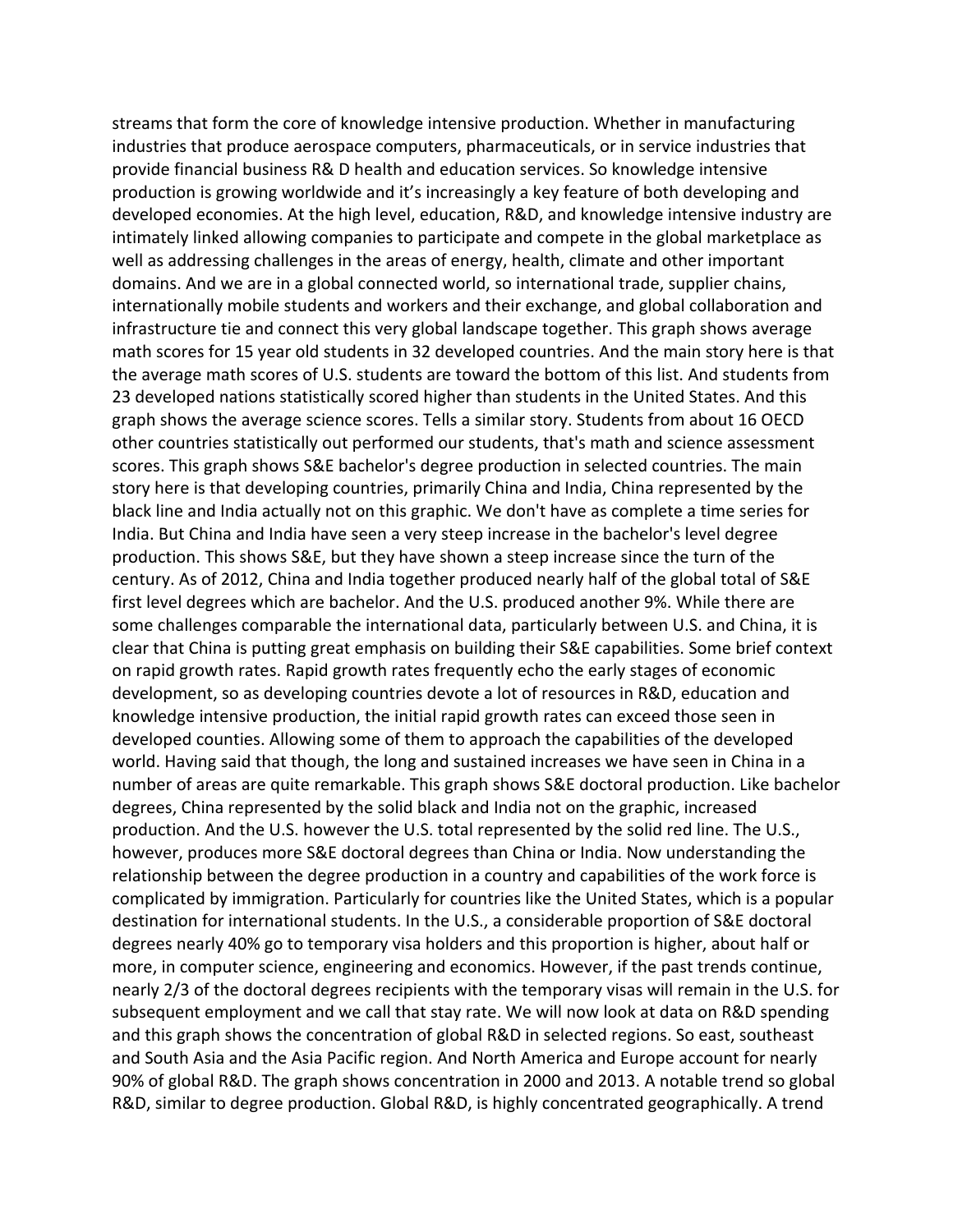streams that form the core of knowledge intensive production. Whether in manufacturing industries that produce aerospace computers, pharmaceuticals, or in service industries that provide financial business R& D health and education services. So knowledge intensive production is growing worldwide and it's increasingly a key feature of both developing and developed economies. At the high level, education, R&D, and knowledge intensive industry are intimately linked allowing companies to participate and compete in the global marketplace as well as addressing challenges in the areas of energy, health, climate and other important domains. And we are in a global connected world, so international trade, supplier chains, internationally mobile students and workers and their exchange, and global collaboration and infrastructure tie and connect this very global landscape together. This graph shows average math scores for 15 year old students in 32 developed countries. And the main story here is that the average math scores of U.S. students are toward the bottom of this list. And students from 23 developed nations statistically scored higher than students in the United States. And this graph shows the average science scores. Tells a similar story. Students from about 16 OECD other countries statistically out performed our students, that's math and science assessment scores. This graph shows S&E bachelor's degree production in selected countries. The main story here is that developing countries, primarily China and India, China represented by the black line and India actually not on this graphic. We don't have as complete a time series for India. But China and India have seen a very steep increase in the bachelor's level degree production. This shows S&E, but they have shown a steep increase since the turn of the century. As of 2012, China and India together produced nearly half of the global total of S&E first level degrees which are bachelor. And the U.S. produced another 9%. While there are some challenges comparable the international data, particularly between U.S. and China, it is clear that China is putting great emphasis on building their S&E capabilities. Some brief context on rapid growth rates. Rapid growth rates frequently echo the early stages of economic development, so as developing countries devote a lot of resources in R&D, education and knowledge intensive production, the initial rapid growth rates can exceed those seen in developed counties. Allowing some of them to approach the capabilities of the developed world. Having said that though, the long and sustained increases we have seen in China in a number of areas are quite remarkable. This graph shows S&E doctoral production. Like bachelor degrees, China represented by the solid black and India not on the graphic, increased production. And the U.S. however the U.S. total represented by the solid red line. The U.S., however, produces more S&E doctoral degrees than China or India. Now understanding the relationship between the degree production in a country and capabilities of the work force is complicated by immigration. Particularly for countries like the United States, which is a popular destination for international students. In the U.S., a considerable proportion of S&E doctoral degrees nearly 40% go to temporary visa holders and this proportion is higher, about half or more, in computer science, engineering and economics. However, if the past trends continue, nearly 2/3 of the doctoral degrees recipients with the temporary visas will remain in the U.S. for subsequent employment and we call that stay rate. We will now look at data on R&D spending and this graph shows the concentration of global R&D in selected regions. So east, southeast and South Asia and the Asia Pacific region. And North America and Europe account for nearly 90% of global R&D. The graph shows concentration in 2000 and 2013. A notable trend so global R&D, similar to degree production. Global R&D, is highly concentrated geographically. A trend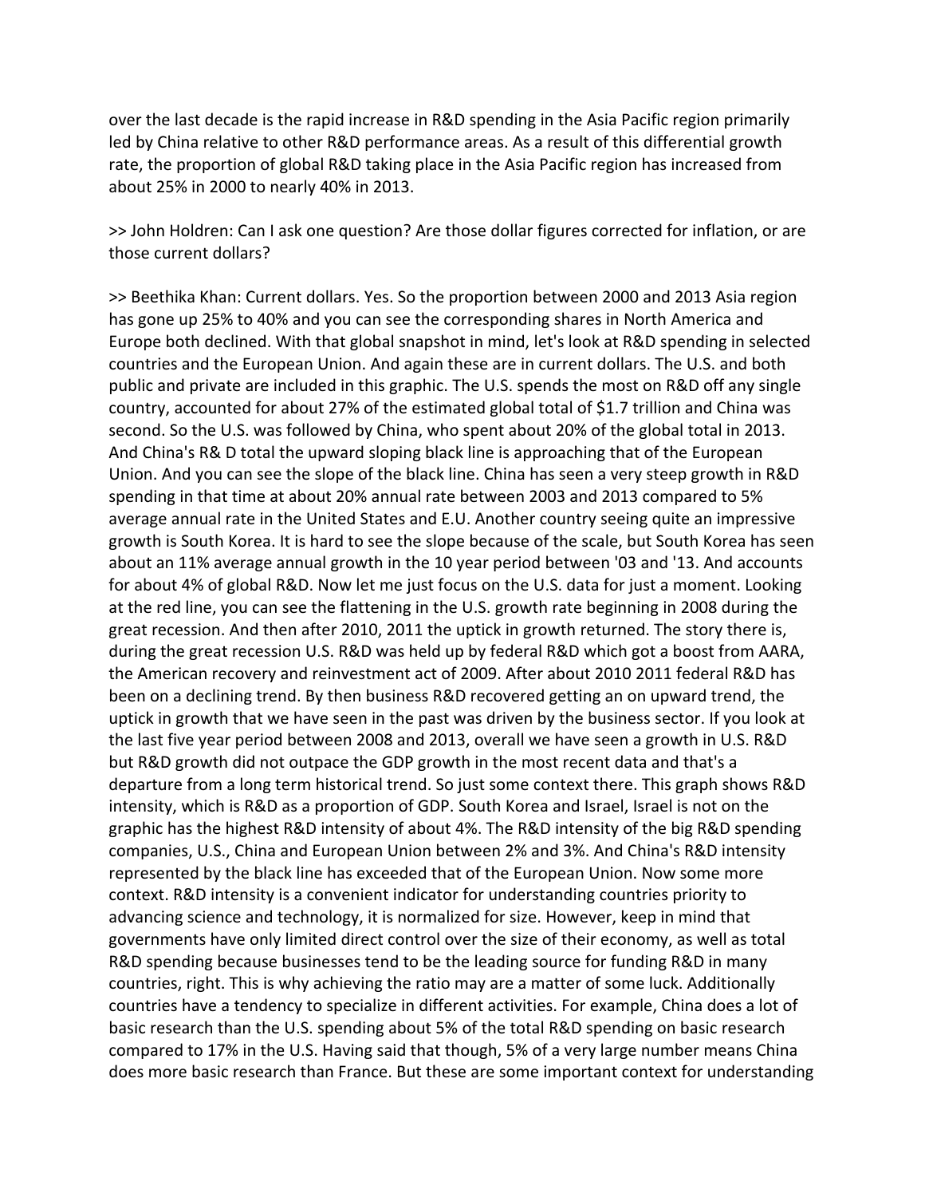over the last decade is the rapid increase in R&D spending in the Asia Pacific region primarily led by China relative to other R&D performance areas. As a result of this differential growth rate, the proportion of global R&D taking place in the Asia Pacific region has increased from about 25% in 2000 to nearly 40% in 2013.

>> John Holdren: Can I ask one question? Are those dollar figures corrected for inflation, or are those current dollars?

>> Beethika Khan: Current dollars. Yes. So the proportion between 2000 and 2013 Asia region has gone up 25% to 40% and you can see the corresponding shares in North America and Europe both declined. With that global snapshot in mind, let's look at R&D spending in selected countries and the European Union. And again these are in current dollars. The U.S. and both public and private are included in this graphic. The U.S. spends the most on R&D off any single country, accounted for about 27% of the estimated global total of $1.7 trillion and China was second. So the U.S. was followed by China, who spent about 20% of the global total in 2013. And China's R& D total the upward sloping black line is approaching that of the European Union. And you can see the slope of the black line. China has seen a very steep growth in R&D spending in that time at about 20% annual rate between 2003 and 2013 compared to 5% average annual rate in the United States and E.U. Another country seeing quite an impressive growth is South Korea. It is hard to see the slope because of the scale, but South Korea has seen about an 11% average annual growth in the 10 year period between '03 and '13. And accounts for about 4% of global R&D. Now let me just focus on the U.S. data for just a moment. Looking at the red line, you can see the flattening in the U.S. growth rate beginning in 2008 during the great recession. And then after 2010, 2011 the uptick in growth returned. The story there is, during the great recession U.S. R&D was held up by federal R&D which got a boost from AARA, the American recovery and reinvestment act of 2009. After about 2010 2011 federal R&D has been on a declining trend. By then business R&D recovered getting an on upward trend, the uptick in growth that we have seen in the past was driven by the business sector. If you look at the last five year period between 2008 and 2013, overall we have seen a growth in U.S. R&D but R&D growth did not outpace the GDP growth in the most recent data and that's a departure from a long term historical trend. So just some context there. This graph shows R&D intensity, which is R&D as a proportion of GDP. South Korea and Israel, Israel is not on the graphic has the highest R&D intensity of about 4%. The R&D intensity of the big R&D spending companies, U.S., China and European Union between 2% and 3%. And China's R&D intensity represented by the black line has exceeded that of the European Union. Now some more context. R&D intensity is a convenient indicator for understanding countries priority to advancing science and technology, it is normalized for size. However, keep in mind that governments have only limited direct control over the size of their economy, as well as total R&D spending because businesses tend to be the leading source for funding R&D in many countries, right. This is why achieving the ratio may are a matter of some luck. Additionally countries have a tendency to specialize in different activities. For example, China does a lot of basic research than the U.S. spending about 5% of the total R&D spending on basic research compared to 17% in the U.S. Having said that though, 5% of a very large number means China does more basic research than France. But these are some important context for understanding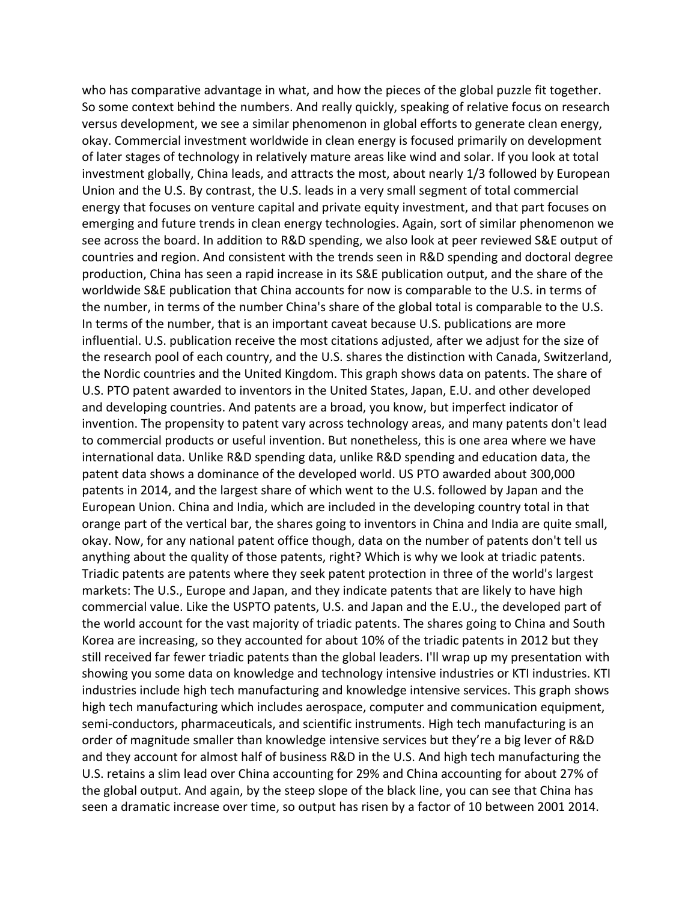who has comparative advantage in what, and how the pieces of the global puzzle fit together. So some context behind the numbers. And really quickly, speaking of relative focus on research versus development, we see a similar phenomenon in global efforts to generate clean energy, okay. Commercial investment worldwide in clean energy is focused primarily on development of later stages of technology in relatively mature areas like wind and solar. If you look at total investment globally, China leads, and attracts the most, about nearly 1/3 followed by European Union and the U.S. By contrast, the U.S. leads in a very small segment of total commercial energy that focuses on venture capital and private equity investment, and that part focuses on emerging and future trends in clean energy technologies. Again, sort of similar phenomenon we see across the board. In addition to R&D spending, we also look at peer reviewed S&E output of countries and region. And consistent with the trends seen in R&D spending and doctoral degree production, China has seen a rapid increase in its S&E publication output, and the share of the worldwide S&E publication that China accounts for now is comparable to the U.S. in terms of the number, in terms of the number China's share of the global total is comparable to the U.S. In terms of the number, that is an important caveat because U.S. publications are more influential. U.S. publication receive the most citations adjusted, after we adjust for the size of the research pool of each country, and the U.S. shares the distinction with Canada, Switzerland, the Nordic countries and the United Kingdom. This graph shows data on patents. The share of U.S. PTO patent awarded to inventors in the United States, Japan, E.U. and other developed and developing countries. And patents are a broad, you know, but imperfect indicator of invention. The propensity to patent vary across technology areas, and many patents don't lead to commercial products or useful invention. But nonetheless, this is one area where we have international data. Unlike R&D spending data, unlike R&D spending and education data, the patent data shows a dominance of the developed world. US PTO awarded about 300,000 patents in 2014, and the largest share of which went to the U.S. followed by Japan and the European Union. China and India, which are included in the developing country total in that orange part of the vertical bar, the shares going to inventors in China and India are quite small, okay. Now, for any national patent office though, data on the number of patents don't tell us anything about the quality of those patents, right? Which is why we look at triadic patents. Triadic patents are patents where they seek patent protection in three of the world's largest markets: The U.S., Europe and Japan, and they indicate patents that are likely to have high commercial value. Like the USPTO patents, U.S. and Japan and the E.U., the developed part of the world account for the vast majority of triadic patents. The shares going to China and South Korea are increasing, so they accounted for about 10% of the triadic patents in 2012 but they still received far fewer triadic patents than the global leaders. I'll wrap up my presentation with showing you some data on knowledge and technology intensive industries or KTI industries. KTI industries include high tech manufacturing and knowledge intensive services. This graph shows high tech manufacturing which includes aerospace, computer and communication equipment, semi-conductors, pharmaceuticals, and scientific instruments. High tech manufacturing is an order of magnitude smaller than knowledge intensive services but they're a big lever of R&D and they account for almost half of business R&D in the U.S. And high tech manufacturing the U.S. retains a slim lead over China accounting for 29% and China accounting for about 27% of the global output. And again, by the steep slope of the black line, you can see that China has seen a dramatic increase over time, so output has risen by a factor of 10 between 2001 2014.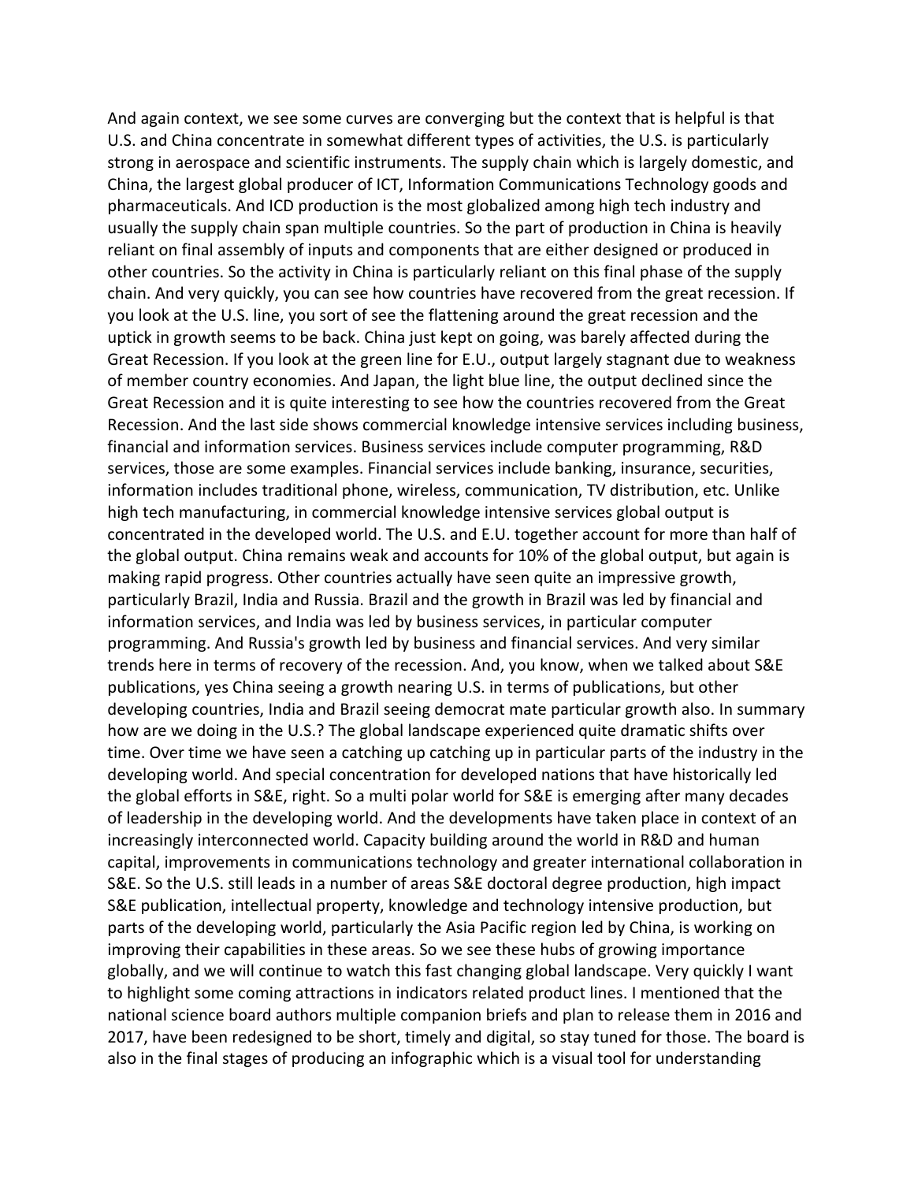And again context, we see some curves are converging but the context that is helpful is that U.S. and China concentrate in somewhat different types of activities, the U.S. is particularly strong in aerospace and scientific instruments. The supply chain which is largely domestic, and China, the largest global producer of ICT, Information Communications Technology goods and pharmaceuticals. And ICD production is the most globalized among high tech industry and usually the supply chain span multiple countries. So the part of production in China is heavily reliant on final assembly of inputs and components that are either designed or produced in other countries. So the activity in China is particularly reliant on this final phase of the supply chain. And very quickly, you can see how countries have recovered from the great recession. If you look at the U.S. line, you sort of see the flattening around the great recession and the uptick in growth seems to be back. China just kept on going, was barely affected during the Great Recession. If you look at the green line for E.U., output largely stagnant due to weakness of member country economies. And Japan, the light blue line, the output declined since the Great Recession and it is quite interesting to see how the countries recovered from the Great Recession. And the last side shows commercial knowledge intensive services including business, financial and information services. Business services include computer programming, R&D services, those are some examples. Financial services include banking, insurance, securities, information includes traditional phone, wireless, communication, TV distribution, etc. Unlike high tech manufacturing, in commercial knowledge intensive services global output is concentrated in the developed world. The U.S. and E.U. together account for more than half of the global output. China remains weak and accounts for 10% of the global output, but again is making rapid progress. Other countries actually have seen quite an impressive growth, particularly Brazil, India and Russia. Brazil and the growth in Brazil was led by financial and information services, and India was led by business services, in particular computer programming. And Russia's growth led by business and financial services. And very similar trends here in terms of recovery of the recession. And, you know, when we talked about S&E publications, yes China seeing a growth nearing U.S. in terms of publications, but other developing countries, India and Brazil seeing democrat mate particular growth also. In summary how are we doing in the U.S.? The global landscape experienced quite dramatic shifts over time. Over time we have seen a catching up catching up in particular parts of the industry in the developing world. And special concentration for developed nations that have historically led the global efforts in S&E, right. So a multi polar world for S&E is emerging after many decades of leadership in the developing world. And the developments have taken place in context of an increasingly interconnected world. Capacity building around the world in R&D and human capital, improvements in communications technology and greater international collaboration in S&E. So the U.S. still leads in a number of areas S&E doctoral degree production, high impact S&E publication, intellectual property, knowledge and technology intensive production, but parts of the developing world, particularly the Asia Pacific region led by China, is working on improving their capabilities in these areas. So we see these hubs of growing importance globally, and we will continue to watch this fast changing global landscape. Very quickly I want to highlight some coming attractions in indicators related product lines. I mentioned that the national science board authors multiple companion briefs and plan to release them in 2016 and 2017, have been redesigned to be short, timely and digital, so stay tuned for those. The board is also in the final stages of producing an infographic which is a visual tool for understanding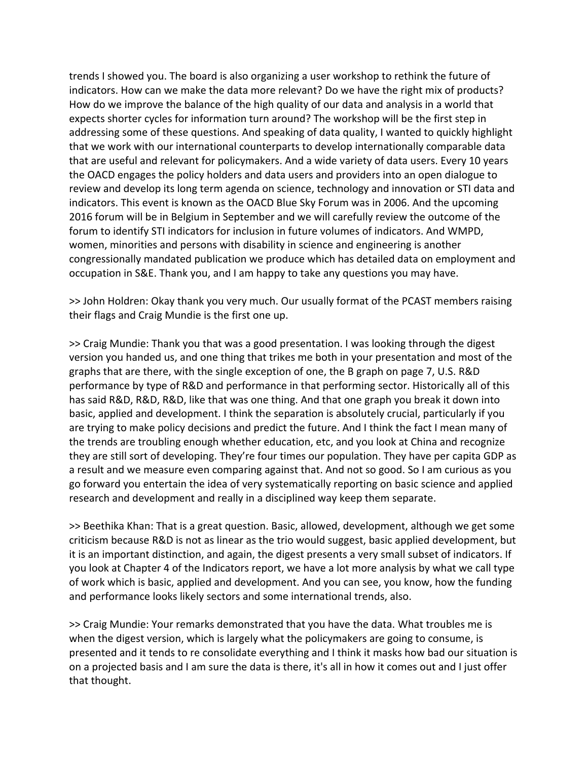trends I showed you. The board is also organizing a user workshop to rethink the future of indicators. How can we make the data more relevant? Do we have the right mix of products? How do we improve the balance of the high quality of our data and analysis in a world that expects shorter cycles for information turn around? The workshop will be the first step in addressing some of these questions. And speaking of data quality, I wanted to quickly highlight that we work with our international counterparts to develop internationally comparable data that are useful and relevant for policymakers. And a wide variety of data users. Every 10 years the OACD engages the policy holders and data users and providers into an open dialogue to review and develop its long term agenda on science, technology and innovation or STI data and indicators. This event is known as the OACD Blue Sky Forum was in 2006. And the upcoming 2016 forum will be in Belgium in September and we will carefully review the outcome of the forum to identify STI indicators for inclusion in future volumes of indicators. And WMPD, women, minorities and persons with disability in science and engineering is another congressionally mandated publication we produce which has detailed data on employment and occupation in S&E. Thank you, and I am happy to take any questions you may have.

>> John Holdren: Okay thank you very much. Our usually format of the PCAST members raising their flags and Craig Mundie is the first one up.

>> Craig Mundie: Thank you that was a good presentation. I was looking through the digest version you handed us, and one thing that trikes me both in your presentation and most of the graphs that are there, with the single exception of one, the B graph on page 7, U.S. R&D performance by type of R&D and performance in that performing sector. Historically all of this has said R&D, R&D, R&D, like that was one thing. And that one graph you break it down into basic, applied and development. I think the separation is absolutely crucial, particularly if you are trying to make policy decisions and predict the future. And I think the fact I mean many of the trends are troubling enough whether education, etc, and you look at China and recognize they are still sort of developing. They're four times our population. They have per capita GDP as a result and we measure even comparing against that. And not so good. So I am curious as you go forward you entertain the idea of very systematically reporting on basic science and applied research and development and really in a disciplined way keep them separate.

>> Beethika Khan: That is a great question. Basic, allowed, development, although we get some criticism because R&D is not as linear as the trio would suggest, basic applied development, but it is an important distinction, and again, the digest presents a very small subset of indicators. If you look at Chapter 4 of the Indicators report, we have a lot more analysis by what we call type of work which is basic, applied and development. And you can see, you know, how the funding and performance looks likely sectors and some international trends, also.

>> Craig Mundie: Your remarks demonstrated that you have the data. What troubles me is when the digest version, which is largely what the policymakers are going to consume, is presented and it tends to re consolidate everything and I think it masks how bad our situation is on a projected basis and I am sure the data is there, it's all in how it comes out and I just offer that thought.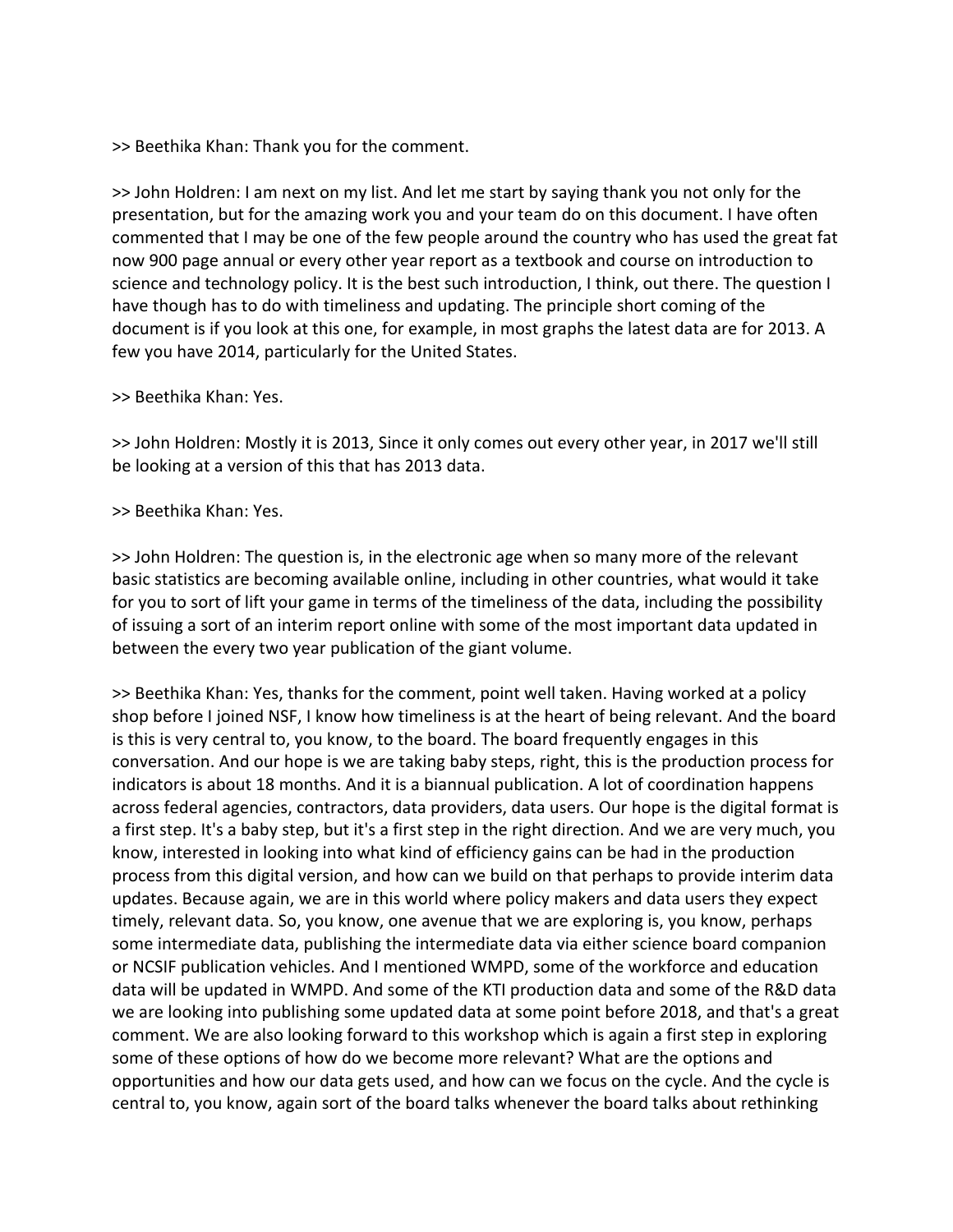>> Beethika Khan: Thank you for the comment.

>> John Holdren: I am next on my list. And let me start by saying thank you not only for the presentation, but for the amazing work you and your team do on this document. I have often commented that I may be one of the few people around the country who has used the great fat now 900 page annual or every other year report as a textbook and course on introduction to science and technology policy. It is the best such introduction, I think, out there. The question I have though has to do with timeliness and updating. The principle short coming of the document is if you look at this one, for example, in most graphs the latest data are for 2013. A few you have 2014, particularly for the United States.

>> Beethika Khan: Yes.

>> John Holdren: Mostly it is 2013, Since it only comes out every other year, in 2017 we'll still be looking at a version of this that has 2013 data.

>> Beethika Khan: Yes.

>> John Holdren: The question is, in the electronic age when so many more of the relevant basic statistics are becoming available online, including in other countries, what would it take for you to sort of lift your game in terms of the timeliness of the data, including the possibility of issuing a sort of an interim report online with some of the most important data updated in between the every two year publication of the giant volume.

>> Beethika Khan: Yes, thanks for the comment, point well taken. Having worked at a policy shop before I joined NSF, I know how timeliness is at the heart of being relevant. And the board is this is very central to, you know, to the board. The board frequently engages in this conversation. And our hope is we are taking baby steps, right, this is the production process for indicators is about 18 months. And it is a biannual publication. A lot of coordination happens across federal agencies, contractors, data providers, data users. Our hope is the digital format is a first step. It's a baby step, but it's a first step in the right direction. And we are very much, you know, interested in looking into what kind of efficiency gains can be had in the production process from this digital version, and how can we build on that perhaps to provide interim data updates. Because again, we are in this world where policy makers and data users they expect timely, relevant data. So, you know, one avenue that we are exploring is, you know, perhaps some intermediate data, publishing the intermediate data via either science board companion or NCSIF publication vehicles. And I mentioned WMPD, some of the workforce and education data will be updated in WMPD. And some of the KTI production data and some of the R&D data we are looking into publishing some updated data at some point before 2018, and that's a great comment. We are also looking forward to this workshop which is again a first step in exploring some of these options of how do we become more relevant? What are the options and opportunities and how our data gets used, and how can we focus on the cycle. And the cycle is central to, you know, again sort of the board talks whenever the board talks about rethinking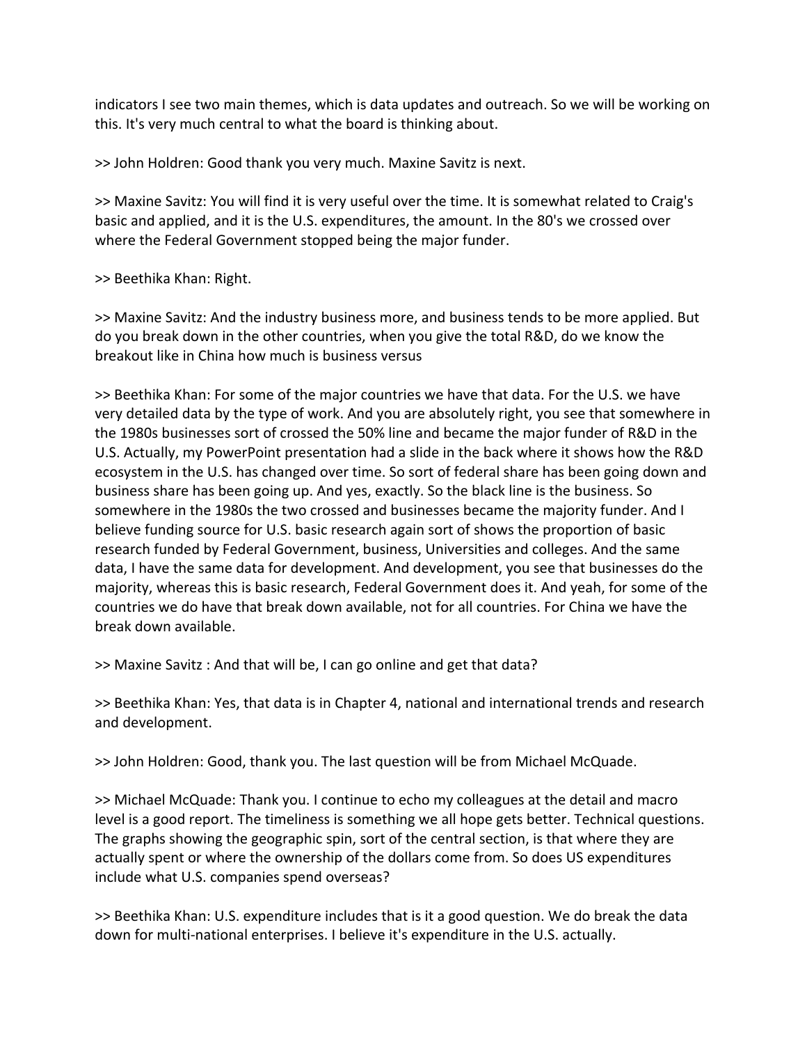indicators I see two main themes, which is data updates and outreach. So we will be working on this. It's very much central to what the board is thinking about.

>> John Holdren: Good thank you very much. Maxine Savitz is next.

>> Maxine Savitz: You will find it is very useful over the time. It is somewhat related to Craig's basic and applied, and it is the U.S. expenditures, the amount. In the 80's we crossed over where the Federal Government stopped being the major funder.

>> Beethika Khan: Right.

>> Maxine Savitz: And the industry business more, and business tends to be more applied. But do you break down in the other countries, when you give the total R&D, do we know the breakout like in China how much is business versus

>> Beethika Khan: For some of the major countries we have that data. For the U.S. we have very detailed data by the type of work. And you are absolutely right, you see that somewhere in the 1980s businesses sort of crossed the 50% line and became the major funder of R&D in the U.S. Actually, my PowerPoint presentation had a slide in the back where it shows how the R&D ecosystem in the U.S. has changed over time. So sort of federal share has been going down and business share has been going up. And yes, exactly. So the black line is the business. So somewhere in the 1980s the two crossed and businesses became the majority funder. And I believe funding source for U.S. basic research again sort of shows the proportion of basic research funded by Federal Government, business, Universities and colleges. And the same data, I have the same data for development. And development, you see that businesses do the majority, whereas this is basic research, Federal Government does it. And yeah, for some of the countries we do have that break down available, not for all countries. For China we have the break down available.

>> Maxine Savitz : And that will be, I can go online and get that data?

>> Beethika Khan: Yes, that data is in Chapter 4, national and international trends and research and development.

>> John Holdren: Good, thank you. The last question will be from Michael McQuade.

>> Michael McQuade: Thank you. I continue to echo my colleagues at the detail and macro level is a good report. The timeliness is something we all hope gets better. Technical questions. The graphs showing the geographic spin, sort of the central section, is that where they are actually spent or where the ownership of the dollars come from. So does US expenditures include what U.S. companies spend overseas?

>> Beethika Khan: U.S. expenditure includes that is it a good question. We do break the data down for multi-national enterprises. I believe it's expenditure in the U.S. actually.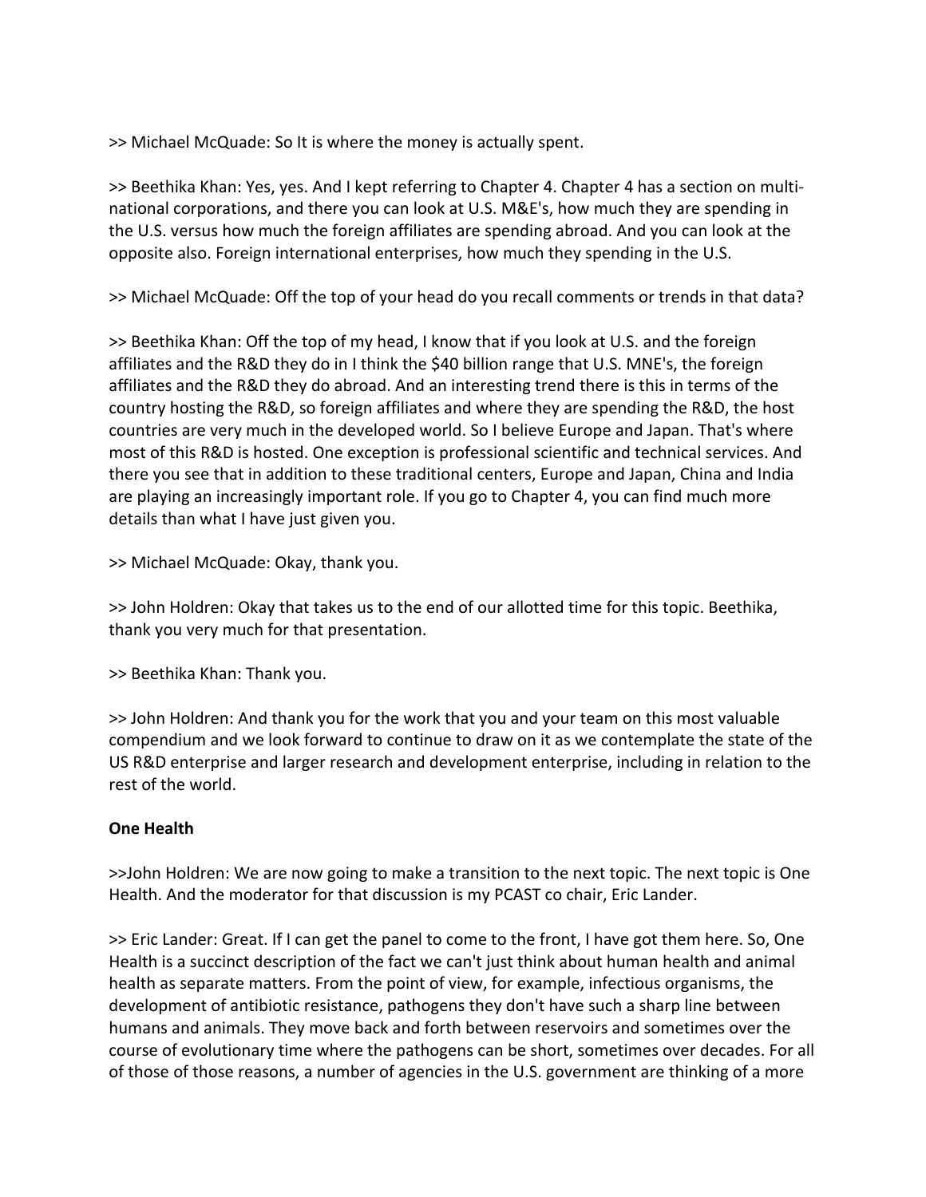>> Michael McQuade: So It is where the money is actually spent.

>> Beethika Khan: Yes, yes. And I kept referring to Chapter 4. Chapter 4 has a section on multi-national corporations, and there you can look at U.S. M&E's, how much they are spending in the U.S. versus how much the foreign affiliates are spending abroad. And you can look at the opposite also. Foreign international enterprises, how much they spending in the U.S.

>> Michael McQuade: Off the top of your head do you recall comments or trends in that data?

>> Beethika Khan: Off the top of my head, I know that if you look at U.S. and the foreign affiliates and the R&D they do in I think the $40 billion range that U.S. MNE's, the foreign affiliates and the R&D they do abroad. And an interesting trend there is this in terms of the country hosting the R&D, so foreign affiliates and where they are spending the R&D, the host countries are very much in the developed world. So I believe Europe and Japan. That's where most of this R&D is hosted. One exception is professional scientific and technical services. And there you see that in addition to these traditional centers, Europe and Japan, China and India are playing an increasingly important role. If you go to Chapter 4, you can find much more details than what I have just given you.

>> Michael McQuade: Okay, thank you.

>> John Holdren: Okay that takes us to the end of our allotted time for this topic. Beethika, thank you very much for that presentation.

>> Beethika Khan: Thank you.

>> John Holdren: And thank you for the work that you and your team on this most valuable compendium and we look forward to continue to draw on it as we contemplate the state of the US R&D enterprise and larger research and development enterprise, including in relation to the rest of the world.

**One Health**

>>John Holdren: We are now going to make a transition to the next topic. The next topic is One Health. And the moderator for that discussion is my PCAST co chair, Eric Lander.

>> Eric Lander: Great. If I can get the panel to come to the front, I have got them here. So, One Health is a succinct description of the fact we can't just think about human health and animal health as separate matters. From the point of view, for example, infectious organisms, the development of antibiotic resistance, pathogens they don't have such a sharp line between humans and animals. They move back and forth between reservoirs and sometimes over the course of evolutionary time where the pathogens can be short, sometimes over decades. For all of those of those reasons, a number of agencies in the U.S. government are thinking of a more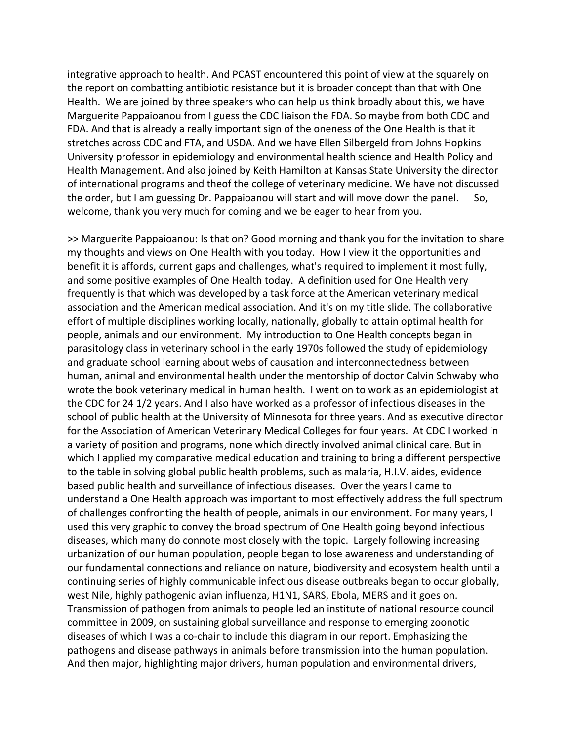integrative approach to health. And PCAST encountered this point of view at the squarely on the report on combatting antibiotic resistance but it is broader concept than that with One Health. We are joined by three speakers who can help us think broadly about this, we have Marguerite Pappaioanou from I guess the CDC liaison the FDA. So maybe from both CDC and FDA. And that is already a really important sign of the oneness of the One Health is that it stretches across CDC and FTA, and USDA. And we have Ellen Silbergeld from Johns Hopkins University professor in epidemiology and environmental health science and Health Policy and Health Management. And also joined by Keith Hamilton at Kansas State University the director of international programs and theof the college of veterinary medicine. We have not discussed the order, but I am guessing Dr. Pappaioanou will start and will move down the panel. So, welcome, thank you very much for coming and we be eager to hear from you.

>> Marguerite Pappaioanou: Is that on? Good morning and thank you for the invitation to share my thoughts and views on One Health with you today. How I view it the opportunities and benefit it is affords, current gaps and challenges, what's required to implement it most fully, and some positive examples of One Health today. A definition used for One Health very frequently is that which was developed by a task force at the American veterinary medical association and the American medical association. And it's on my title slide. The collaborative effort of multiple disciplines working locally, nationally, globally to attain optimal health for people, animals and our environment. My introduction to One Health concepts began in parasitology class in veterinary school in the early 1970s followed the study of epidemiology and graduate school learning about webs of causation and interconnectedness between human, animal and environmental health under the mentorship of doctor Calvin Schwaby who wrote the book veterinary medical in human health. I went on to work as an epidemiologist at the CDC for 24 1/2 years. And I also have worked as a professor of infectious diseases in the school of public health at the University of Minnesota for three years. And as executive director for the Association of American Veterinary Medical Colleges for four years. At CDC I worked in a variety of position and programs, none which directly involved animal clinical care. But in which I applied my comparative medical education and training to bring a different perspective to the table in solving global public health problems, such as malaria, H.I.V. aides, evidence based public health and surveillance of infectious diseases. Over the years I came to understand a One Health approach was important to most effectively address the full spectrum of challenges confronting the health of people, animals in our environment. For many years, I used this very graphic to convey the broad spectrum of One Health going beyond infectious diseases, which many do connote most closely with the topic. Largely following increasing urbanization of our human population, people began to lose awareness and understanding of our fundamental connections and reliance on nature, biodiversity and ecosystem health until a continuing series of highly communicable infectious disease outbreaks began to occur globally, west Nile, highly pathogenic avian influenza, H1N1, SARS, Ebola, MERS and it goes on. Transmission of pathogen from animals to people led an institute of national resource council committee in 2009, on sustaining global surveillance and response to emerging zoonotic diseases of which I was a co-chair to include this diagram in our report. Emphasizing the pathogens and disease pathways in animals before transmission into the human population. And then major, highlighting major drivers, human population and environmental drivers,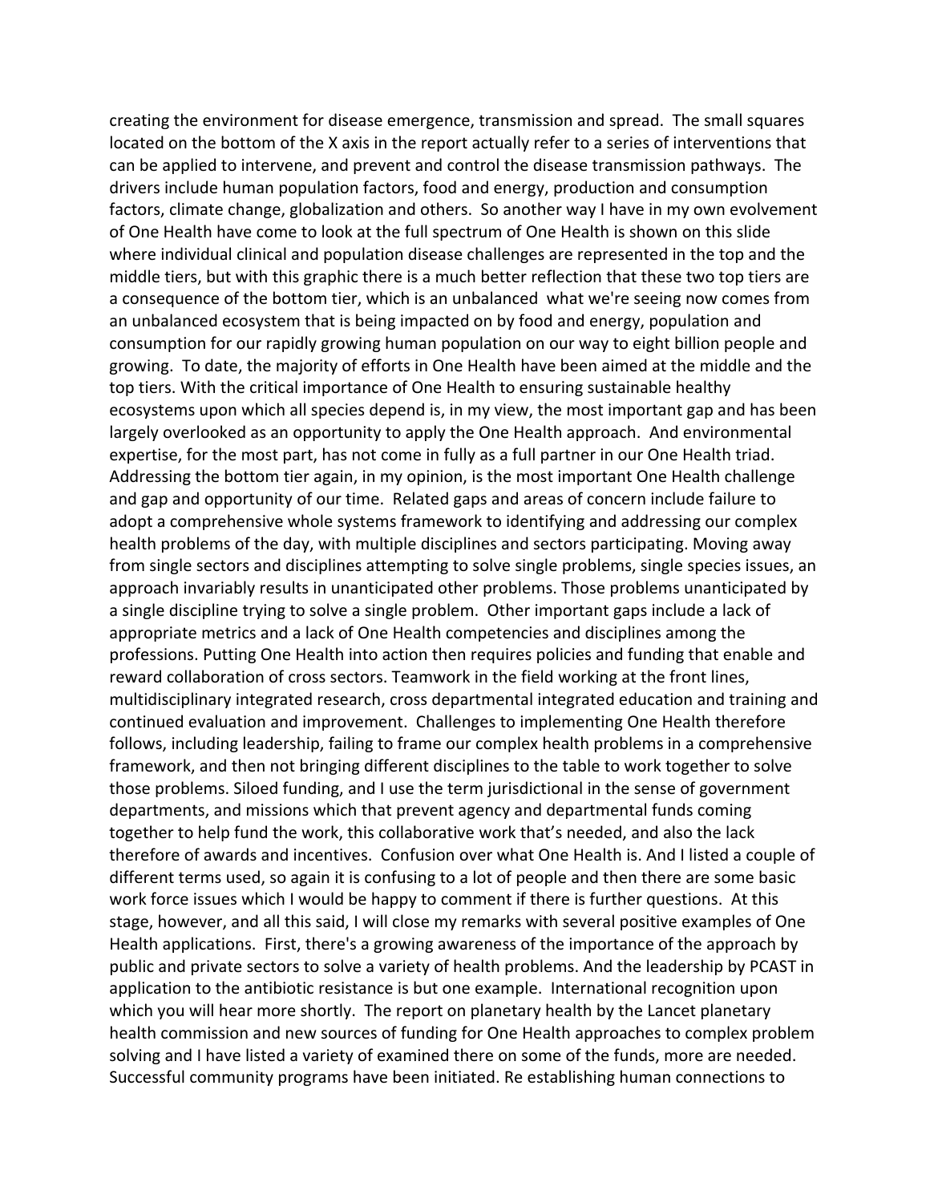creating the environment for disease emergence, transmission and spread. The small squares located on the bottom of the X axis in the report actually refer to a series of interventions that can be applied to intervene, and prevent and control the disease transmission pathways. The drivers include human population factors, food and energy, production and consumption factors, climate change, globalization and others. So another way I have in my own evolvement of One Health have come to look at the full spectrum of One Health is shown on this slide where individual clinical and population disease challenges are represented in the top and the middle tiers, but with this graphic there is a much better reflection that these two top tiers are a consequence of the bottom tier, which is an unbalanced what we're seeing now comes from an unbalanced ecosystem that is being impacted on by food and energy, population and consumption for our rapidly growing human population on our way to eight billion people and growing. To date, the majority of efforts in One Health have been aimed at the middle and the top tiers. With the critical importance of One Health to ensuring sustainable healthy ecosystems upon which all species depend is, in my view, the most important gap and has been largely overlooked as an opportunity to apply the One Health approach. And environmental expertise, for the most part, has not come in fully as a full partner in our One Health triad. Addressing the bottom tier again, in my opinion, is the most important One Health challenge and gap and opportunity of our time. Related gaps and areas of concern include failure to adopt a comprehensive whole systems framework to identifying and addressing our complex health problems of the day, with multiple disciplines and sectors participating. Moving away from single sectors and disciplines attempting to solve single problems, single species issues, an approach invariably results in unanticipated other problems. Those problems unanticipated by a single discipline trying to solve a single problem. Other important gaps include a lack of appropriate metrics and a lack of One Health competencies and disciplines among the professions. Putting One Health into action then requires policies and funding that enable and reward collaboration of cross sectors. Teamwork in the field working at the front lines, multidisciplinary integrated research, cross departmental integrated education and training and continued evaluation and improvement. Challenges to implementing One Health therefore follows, including leadership, failing to frame our complex health problems in a comprehensive framework, and then not bringing different disciplines to the table to work together to solve those problems. Siloed funding, and I use the term jurisdictional in the sense of government departments, and missions which that prevent agency and departmental funds coming together to help fund the work, this collaborative work that's needed, and also the lack therefore of awards and incentives. Confusion over what One Health is. And I listed a couple of different terms used, so again it is confusing to a lot of people and then there are some basic work force issues which I would be happy to comment if there is further questions. At this stage, however, and all this said, I will close my remarks with several positive examples of One Health applications. First, there's a growing awareness of the importance of the approach by public and private sectors to solve a variety of health problems. And the leadership by PCAST in application to the antibiotic resistance is but one example. International recognition upon which you will hear more shortly. The report on planetary health by the Lancet planetary health commission and new sources of funding for One Health approaches to complex problem solving and I have listed a variety of examined there on some of the funds, more are needed. Successful community programs have been initiated. Re establishing human connections to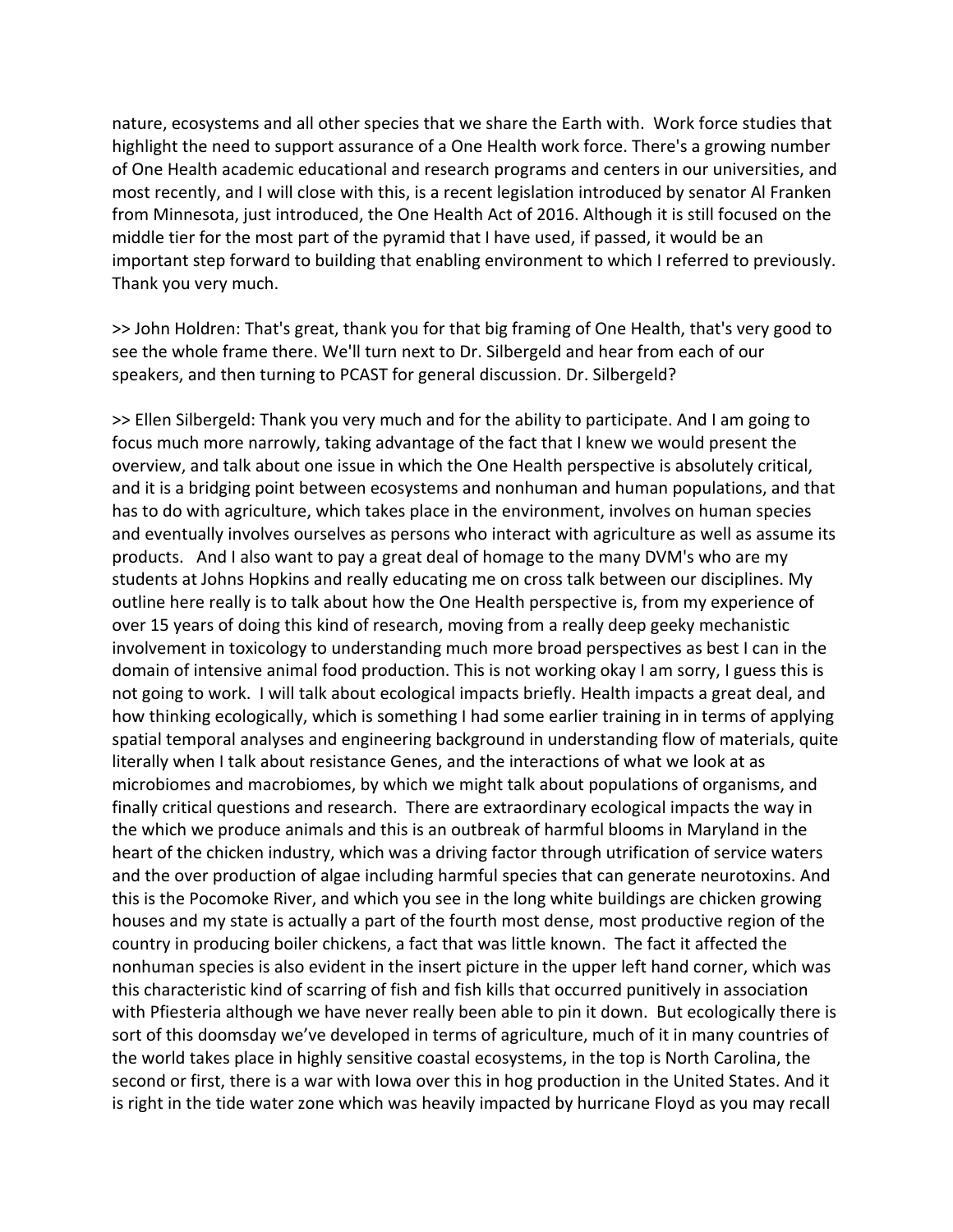nature, ecosystems and all other species that we share the Earth with. Work force studies that highlight the need to support assurance of a One Health work force. There's a growing number of One Health academic educational and research programs and centers in our universities, and most recently, and I will close with this, is a recent legislation introduced by senator Al Franken from Minnesota, just introduced, the One Health Act of 2016. Although it is still focused on the middle tier for the most part of the pyramid that I have used, if passed, it would be an important step forward to building that enabling environment to which I referred to previously. Thank you very much.

>> John Holdren: That's great, thank you for that big framing of One Health, that's very good to see the whole frame there. We'll turn next to Dr. Silbergeld and hear from each of our speakers, and then turning to PCAST for general discussion. Dr. Silbergeld?

>> Ellen Silbergeld: Thank you very much and for the ability to participate. And I am going to focus much more narrowly, taking advantage of the fact that I knew we would present the overview, and talk about one issue in which the One Health perspective is absolutely critical, and it is a bridging point between ecosystems and nonhuman and human populations, and that has to do with agriculture, which takes place in the environment, involves on human species and eventually involves ourselves as persons who interact with agriculture as well as assume its products. And I also want to pay a great deal of homage to the many DVM's who are my students at Johns Hopkins and really educating me on cross talk between our disciplines. My outline here really is to talk about how the One Health perspective is, from my experience of over 15 years of doing this kind of research, moving from a really deep geeky mechanistic involvement in toxicology to understanding much more broad perspectives as best I can in the domain of intensive animal food production. This is not working okay I am sorry, I guess this is not going to work. I will talk about ecological impacts briefly. Health impacts a great deal, and how thinking ecologically, which is something I had some earlier training in in terms of applying spatial temporal analyses and engineering background in understanding flow of materials, quite literally when I talk about resistance Genes, and the interactions of what we look at as microbiomes and macrobiomes, by which we might talk about populations of organisms, and finally critical questions and research. There are extraordinary ecological impacts the way in the which we produce animals and this is an outbreak of harmful blooms in Maryland in the heart of the chicken industry, which was a driving factor through utrification of service waters and the over production of algae including harmful species that can generate neurotoxins. And this is the Pocomoke River, and which you see in the long white buildings are chicken growing houses and my state is actually a part of the fourth most dense, most productive region of the country in producing boiler chickens, a fact that was little known. The fact it affected the nonhuman species is also evident in the insert picture in the upper left hand corner, which was this characteristic kind of scarring of fish and fish kills that occurred punitively in association with Pfiesteria although we have never really been able to pin it down. But ecologically there is sort of this doomsday we've developed in terms of agriculture, much of it in many countries of the world takes place in highly sensitive coastal ecosystems, in the top is North Carolina, the second or first, there is a war with Iowa over this in hog production in the United States. And it is right in the tide water zone which was heavily impacted by hurricane Floyd as you may recall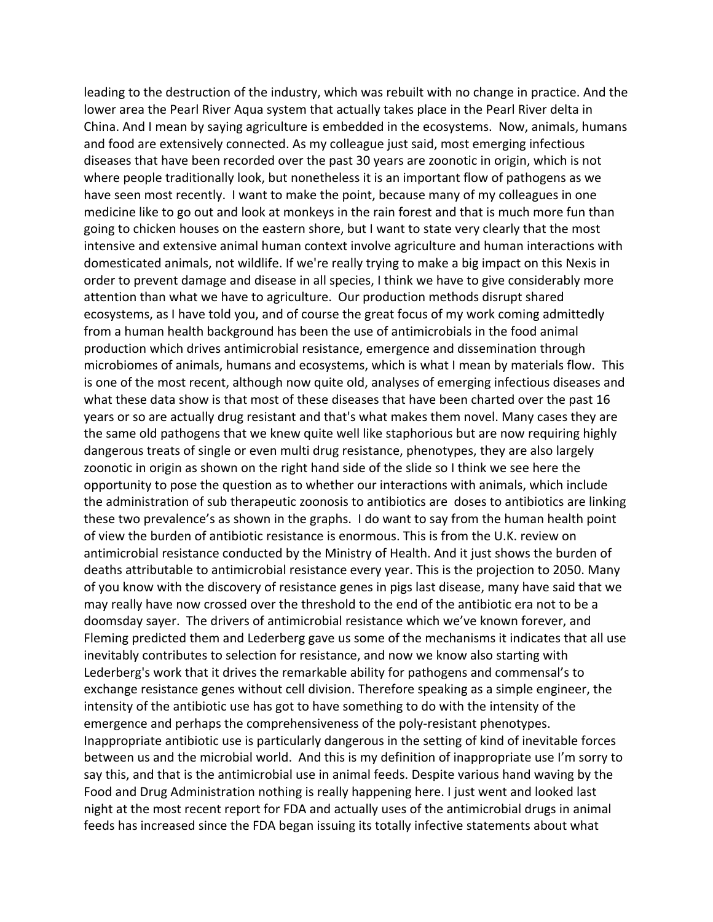leading to the destruction of the industry, which was rebuilt with no change in practice. And the lower area the Pearl River Aqua system that actually takes place in the Pearl River delta in China. And I mean by saying agriculture is embedded in the ecosystems. Now, animals, humans and food are extensively connected. As my colleague just said, most emerging infectious diseases that have been recorded over the past 30 years are zoonotic in origin, which is not where people traditionally look, but nonetheless it is an important flow of pathogens as we have seen most recently. I want to make the point, because many of my colleagues in one medicine like to go out and look at monkeys in the rain forest and that is much more fun than going to chicken houses on the eastern shore, but I want to state very clearly that the most intensive and extensive animal human context involve agriculture and human interactions with domesticated animals, not wildlife. If we're really trying to make a big impact on this Nexis in order to prevent damage and disease in all species, I think we have to give considerably more attention than what we have to agriculture. Our production methods disrupt shared ecosystems, as I have told you, and of course the great focus of my work coming admittedly from a human health background has been the use of antimicrobials in the food animal production which drives antimicrobial resistance, emergence and dissemination through microbiomes of animals, humans and ecosystems, which is what I mean by materials flow. This is one of the most recent, although now quite old, analyses of emerging infectious diseases and what these data show is that most of these diseases that have been charted over the past 16 years or so are actually drug resistant and that's what makes them novel. Many cases they are the same old pathogens that we knew quite well like staphorious but are now requiring highly dangerous treats of single or even multi drug resistance, phenotypes, they are also largely zoonotic in origin as shown on the right hand side of the slide so I think we see here the opportunity to pose the question as to whether our interactions with animals, which include the administration of sub therapeutic zoonosis to antibiotics are doses to antibiotics are linking these two prevalence's as shown in the graphs. I do want to say from the human health point of view the burden of antibiotic resistance is enormous. This is from the U.K. review on antimicrobial resistance conducted by the Ministry of Health. And it just shows the burden of deaths attributable to antimicrobial resistance every year. This is the projection to 2050. Many of you know with the discovery of resistance genes in pigs last disease, many have said that we may really have now crossed over the threshold to the end of the antibiotic era not to be a doomsday sayer. The drivers of antimicrobial resistance which we've known forever, and Fleming predicted them and Lederberg gave us some of the mechanisms it indicates that all use inevitably contributes to selection for resistance, and now we know also starting with Lederberg's work that it drives the remarkable ability for pathogens and commensal's to exchange resistance genes without cell division. Therefore speaking as a simple engineer, the intensity of the antibiotic use has got to have something to do with the intensity of the emergence and perhaps the comprehensiveness of the poly-resistant phenotypes. Inappropriate antibiotic use is particularly dangerous in the setting of kind of inevitable forces between us and the microbial world. And this is my definition of inappropriate use I'm sorry to say this, and that is the antimicrobial use in animal feeds. Despite various hand waving by the Food and Drug Administration nothing is really happening here. I just went and looked last night at the most recent report for FDA and actually uses of the antimicrobial drugs in animal feeds has increased since the FDA began issuing its totally infective statements about what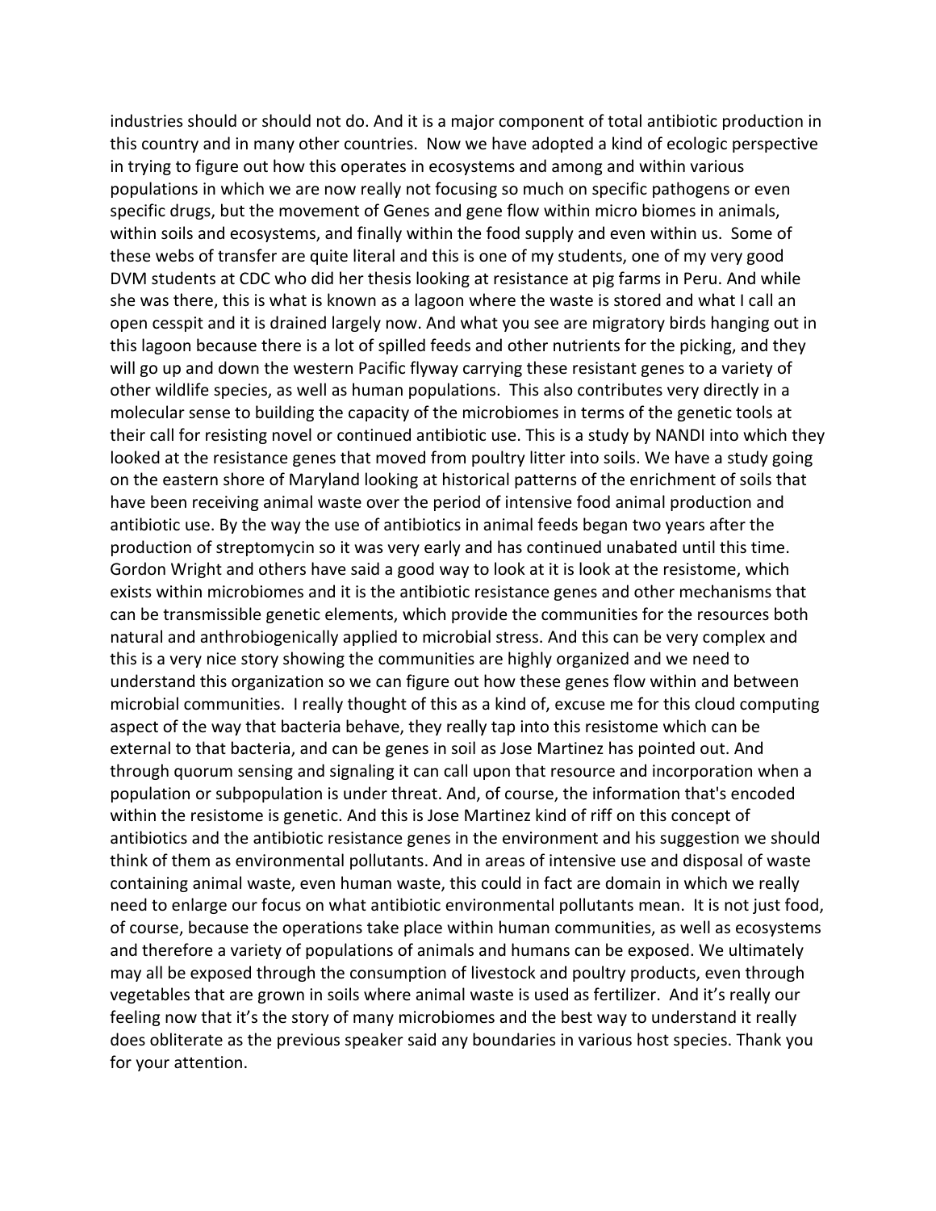industries should or should not do. And it is a major component of total antibiotic production in this country and in many other countries. Now we have adopted a kind of ecologic perspective in trying to figure out how this operates in ecosystems and among and within various populations in which we are now really not focusing so much on specific pathogens or even specific drugs, but the movement of Genes and gene flow within micro biomes in animals, within soils and ecosystems, and finally within the food supply and even within us. Some of these webs of transfer are quite literal and this is one of my students, one of my very good DVM students at CDC who did her thesis looking at resistance at pig farms in Peru. And while she was there, this is what is known as a lagoon where the waste is stored and what I call an open cesspit and it is drained largely now. And what you see are migratory birds hanging out in this lagoon because there is a lot of spilled feeds and other nutrients for the picking, and they will go up and down the western Pacific flyway carrying these resistant genes to a variety of other wildlife species, as well as human populations. This also contributes very directly in a molecular sense to building the capacity of the microbiomes in terms of the genetic tools at their call for resisting novel or continued antibiotic use. This is a study by NANDI into which they looked at the resistance genes that moved from poultry litter into soils. We have a study going on the eastern shore of Maryland looking at historical patterns of the enrichment of soils that have been receiving animal waste over the period of intensive food animal production and antibiotic use. By the way the use of antibiotics in animal feeds began two years after the production of streptomycin so it was very early and has continued unabated until this time. Gordon Wright and others have said a good way to look at it is look at the resistome, which exists within microbiomes and it is the antibiotic resistance genes and other mechanisms that can be transmissible genetic elements, which provide the communities for the resources both natural and anthrobiogenically applied to microbial stress. And this can be very complex and this is a very nice story showing the communities are highly organized and we need to understand this organization so we can figure out how these genes flow within and between microbial communities. I really thought of this as a kind of, excuse me for this cloud computing aspect of the way that bacteria behave, they really tap into this resistome which can be external to that bacteria, and can be genes in soil as Jose Martinez has pointed out. And through quorum sensing and signaling it can call upon that resource and incorporation when a population or subpopulation is under threat. And, of course, the information that's encoded within the resistome is genetic. And this is Jose Martinez kind of riff on this concept of antibiotics and the antibiotic resistance genes in the environment and his suggestion we should think of them as environmental pollutants. And in areas of intensive use and disposal of waste containing animal waste, even human waste, this could in fact are domain in which we really need to enlarge our focus on what antibiotic environmental pollutants mean. It is not just food, of course, because the operations take place within human communities, as well as ecosystems and therefore a variety of populations of animals and humans can be exposed. We ultimately may all be exposed through the consumption of livestock and poultry products, even through vegetables that are grown in soils where animal waste is used as fertilizer. And it's really our feeling now that it's the story of many microbiomes and the best way to understand it really does obliterate as the previous speaker said any boundaries in various host species. Thank you for your attention.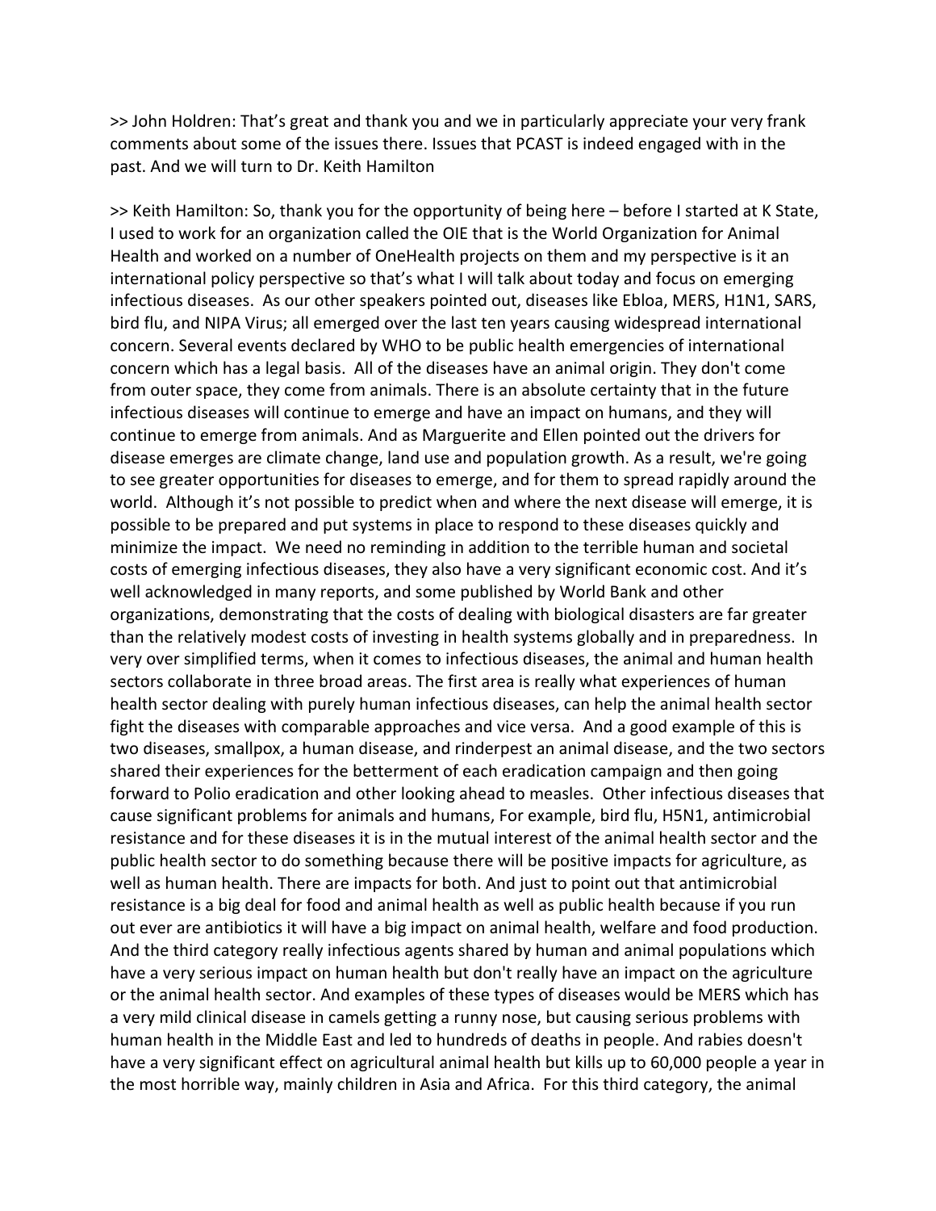>> John Holdren: That's great and thank you and we in particularly appreciate your very frank comments about some of the issues there. Issues that PCAST is indeed engaged with in the past. And we will turn to Dr. Keith Hamilton

>> Keith Hamilton: So, thank you for the opportunity of being here – before I started at K State, I used to work for an organization called the OIE that is the World Organization for Animal Health and worked on a number of OneHealth projects on them and my perspective is it an international policy perspective so that's what I will talk about today and focus on emerging infectious diseases. As our other speakers pointed out, diseases like Ebloa, MERS, H1N1, SARS, bird flu, and NIPA Virus; all emerged over the last ten years causing widespread international concern. Several events declared by WHO to be public health emergencies of international concern which has a legal basis. All of the diseases have an animal origin. They don't come from outer space, they come from animals. There is an absolute certainty that in the future infectious diseases will continue to emerge and have an impact on humans, and they will continue to emerge from animals. And as Marguerite and Ellen pointed out the drivers for disease emerges are climate change, land use and population growth. As a result, we're going to see greater opportunities for diseases to emerge, and for them to spread rapidly around the world. Although it's not possible to predict when and where the next disease will emerge, it is possible to be prepared and put systems in place to respond to these diseases quickly and minimize the impact. We need no reminding in addition to the terrible human and societal costs of emerging infectious diseases, they also have a very significant economic cost. And it's well acknowledged in many reports, and some published by World Bank and other organizations, demonstrating that the costs of dealing with biological disasters are far greater than the relatively modest costs of investing in health systems globally and in preparedness. In very over simplified terms, when it comes to infectious diseases, the animal and human health sectors collaborate in three broad areas. The first area is really what experiences of human health sector dealing with purely human infectious diseases, can help the animal health sector fight the diseases with comparable approaches and vice versa. And a good example of this is two diseases, smallpox, a human disease, and rinderpest an animal disease, and the two sectors shared their experiences for the betterment of each eradication campaign and then going forward to Polio eradication and other looking ahead to measles. Other infectious diseases that cause significant problems for animals and humans, For example, bird flu, H5N1, antimicrobial resistance and for these diseases it is in the mutual interest of the animal health sector and the public health sector to do something because there will be positive impacts for agriculture, as well as human health. There are impacts for both. And just to point out that antimicrobial resistance is a big deal for food and animal health as well as public health because if you run out ever are antibiotics it will have a big impact on animal health, welfare and food production. And the third category really infectious agents shared by human and animal populations which have a very serious impact on human health but don't really have an impact on the agriculture or the animal health sector. And examples of these types of diseases would be MERS which has a very mild clinical disease in camels getting a runny nose, but causing serious problems with human health in the Middle East and led to hundreds of deaths in people. And rabies doesn't have a very significant effect on agricultural animal health but kills up to 60,000 people a year in the most horrible way, mainly children in Asia and Africa. For this third category, the animal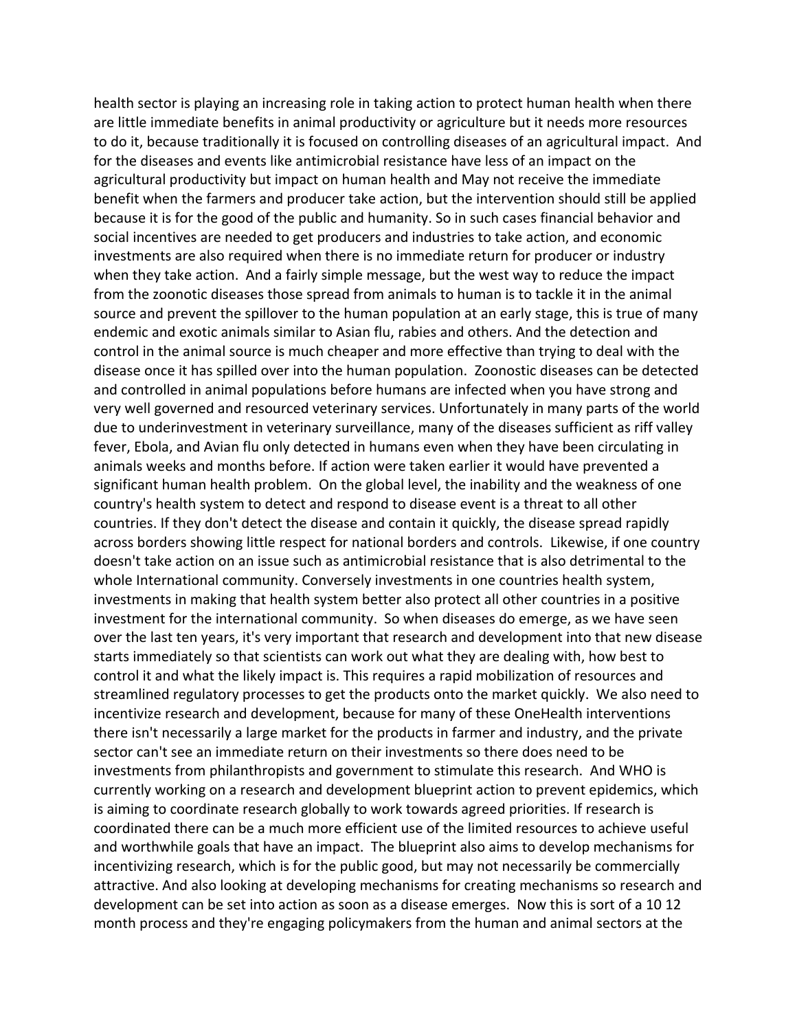health sector is playing an increasing role in taking action to protect human health when there are little immediate benefits in animal productivity or agriculture but it needs more resources to do it, because traditionally it is focused on controlling diseases of an agricultural impact. And for the diseases and events like antimicrobial resistance have less of an impact on the agricultural productivity but impact on human health and May not receive the immediate benefit when the farmers and producer take action, but the intervention should still be applied because it is for the good of the public and humanity. So in such cases financial behavior and social incentives are needed to get producers and industries to take action, and economic investments are also required when there is no immediate return for producer or industry when they take action. And a fairly simple message, but the west way to reduce the impact from the zoonotic diseases those spread from animals to human is to tackle it in the animal source and prevent the spillover to the human population at an early stage, this is true of many endemic and exotic animals similar to Asian flu, rabies and others. And the detection and control in the animal source is much cheaper and more effective than trying to deal with the disease once it has spilled over into the human population. Zoonostic diseases can be detected and controlled in animal populations before humans are infected when you have strong and very well governed and resourced veterinary services. Unfortunately in many parts of the world due to underinvestment in veterinary surveillance, many of the diseases sufficient as riff valley fever, Ebola, and Avian flu only detected in humans even when they have been circulating in animals weeks and months before. If action were taken earlier it would have prevented a significant human health problem. On the global level, the inability and the weakness of one country's health system to detect and respond to disease event is a threat to all other countries. If they don't detect the disease and contain it quickly, the disease spread rapidly across borders showing little respect for national borders and controls. Likewise, if one country doesn't take action on an issue such as antimicrobial resistance that is also detrimental to the whole International community. Conversely investments in one countries health system, investments in making that health system better also protect all other countries in a positive investment for the international community. So when diseases do emerge, as we have seen over the last ten years, it's very important that research and development into that new disease starts immediately so that scientists can work out what they are dealing with, how best to control it and what the likely impact is. This requires a rapid mobilization of resources and streamlined regulatory processes to get the products onto the market quickly. We also need to incentivize research and development, because for many of these OneHealth interventions there isn't necessarily a large market for the products in farmer and industry, and the private sector can't see an immediate return on their investments so there does need to be investments from philanthropists and government to stimulate this research. And WHO is currently working on a research and development blueprint action to prevent epidemics, which is aiming to coordinate research globally to work towards agreed priorities. If research is coordinated there can be a much more efficient use of the limited resources to achieve useful and worthwhile goals that have an impact. The blueprint also aims to develop mechanisms for incentivizing research, which is for the public good, but may not necessarily be commercially attractive. And also looking at developing mechanisms for creating mechanisms so research and development can be set into action as soon as a disease emerges. Now this is sort of a 10 12 month process and they're engaging policymakers from the human and animal sectors at the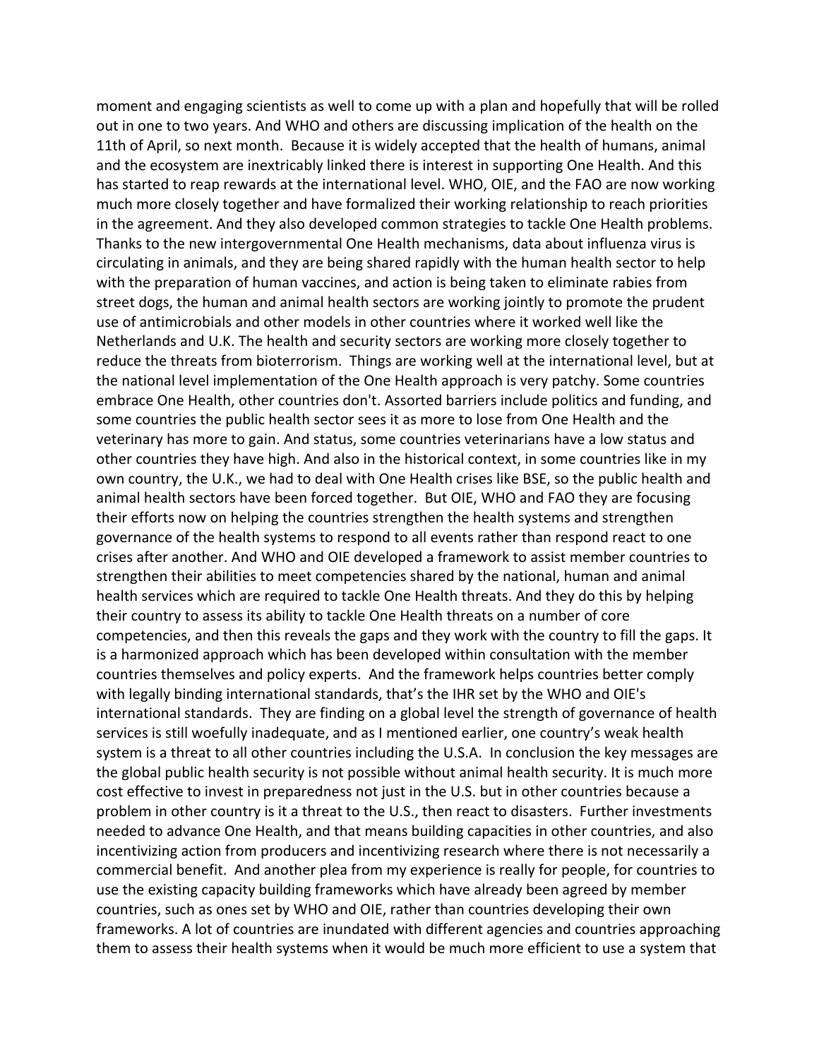moment and engaging scientists as well to come up with a plan and hopefully that will be rolled out in one to two years. And WHO and others are discussing implication of the health on the 11th of April, so next month. Because it is widely accepted that the health of humans, animal and the ecosystem are inextricably linked there is interest in supporting One Health. And this has started to reap rewards at the international level. WHO, OIE, and the FAO are now working much more closely together and have formalized their working relationship to reach priorities in the agreement. And they also developed common strategies to tackle One Health problems. Thanks to the new intergovernmental One Health mechanisms, data about influenza virus is circulating in animals, and they are being shared rapidly with the human health sector to help with the preparation of human vaccines, and action is being taken to eliminate rabies from street dogs, the human and animal health sectors are working jointly to promote the prudent use of antimicrobials and other models in other countries where it worked well like the Netherlands and U.K. The health and security sectors are working more closely together to reduce the threats from bioterrorism. Things are working well at the international level, but at the national level implementation of the One Health approach is very patchy. Some countries embrace One Health, other countries don't. Assorted barriers include politics and funding, and some countries the public health sector sees it as more to lose from One Health and the veterinary has more to gain. And status, some countries veterinarians have a low status and other countries they have high. And also in the historical context, in some countries like in my own country, the U.K., we had to deal with One Health crises like BSE, so the public health and animal health sectors have been forced together. But OIE, WHO and FAO they are focusing their efforts now on helping the countries strengthen the health systems and strengthen governance of the health systems to respond to all events rather than respond react to one crises after another. And WHO and OIE developed a framework to assist member countries to strengthen their abilities to meet competencies shared by the national, human and animal health services which are required to tackle One Health threats. And they do this by helping their country to assess its ability to tackle One Health threats on a number of core competencies, and then this reveals the gaps and they work with the country to fill the gaps. It is a harmonized approach which has been developed within consultation with the member countries themselves and policy experts. And the framework helps countries better comply with legally binding international standards, that's the IHR set by the WHO and OIE's international standards. They are finding on a global level the strength of governance of health services is still woefully inadequate, and as I mentioned earlier, one country's weak health system is a threat to all other countries including the U.S.A. In conclusion the key messages are the global public health security is not possible without animal health security. It is much more cost effective to invest in preparedness not just in the U.S. but in other countries because a problem in other country is it a threat to the U.S., then react to disasters. Further investments needed to advance One Health, and that means building capacities in other countries, and also incentivizing action from producers and incentivizing research where there is not necessarily a commercial benefit. And another plea from my experience is really for people, for countries to use the existing capacity building frameworks which have already been agreed by member countries, such as ones set by WHO and OIE, rather than countries developing their own frameworks. A lot of countries are inundated with different agencies and countries approaching them to assess their health systems when it would be much more efficient to use a system that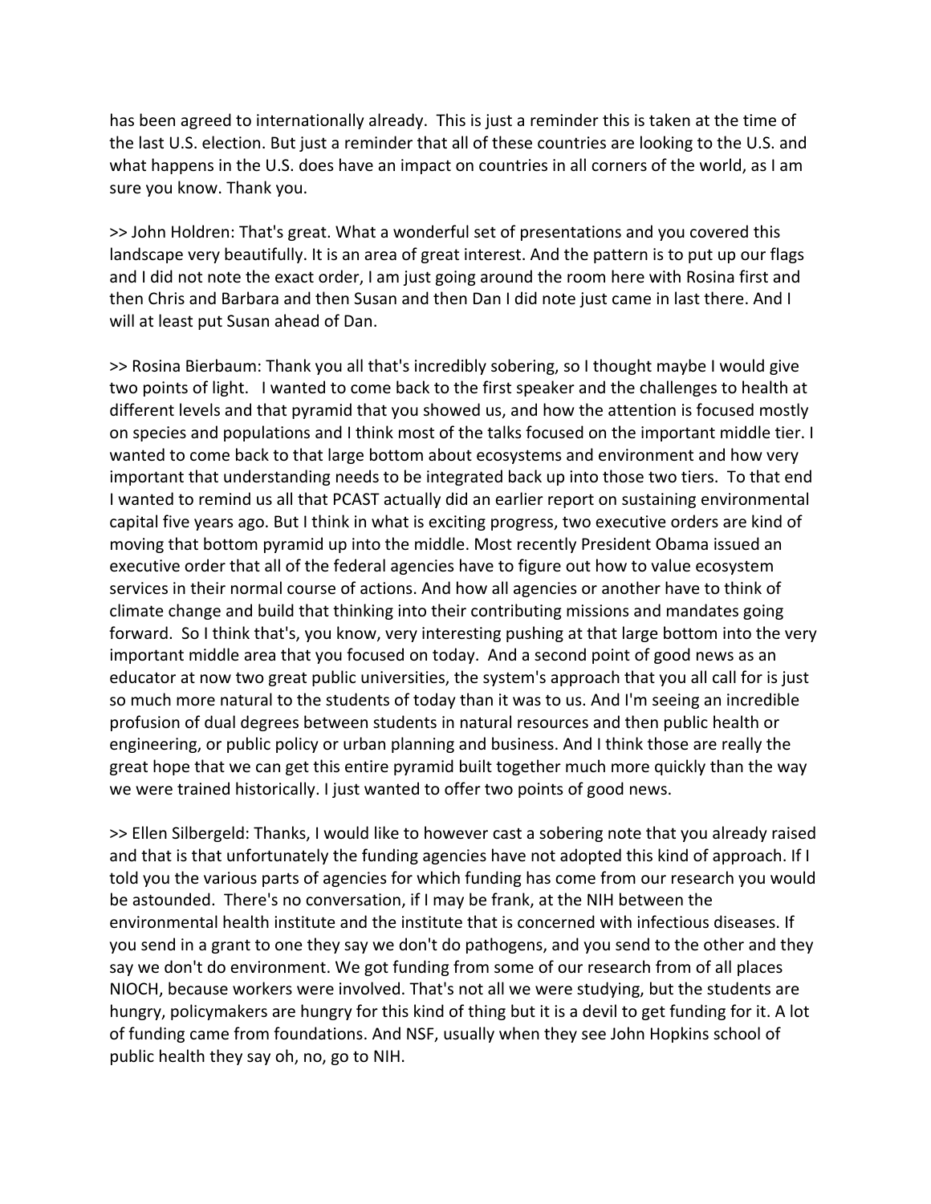has been agreed to internationally already. This is just a reminder this is taken at the time of the last U.S. election. But just a reminder that all of these countries are looking to the U.S. and what happens in the U.S. does have an impact on countries in all corners of the world, as I am sure you know. Thank you.

>> John Holdren: That's great. What a wonderful set of presentations and you covered this landscape very beautifully. It is an area of great interest. And the pattern is to put up our flags and I did not note the exact order, I am just going around the room here with Rosina first and then Chris and Barbara and then Susan and then Dan I did note just came in last there. And I will at least put Susan ahead of Dan.

>> Rosina Bierbaum: Thank you all that's incredibly sobering, so I thought maybe I would give two points of light. I wanted to come back to the first speaker and the challenges to health at different levels and that pyramid that you showed us, and how the attention is focused mostly on species and populations and I think most of the talks focused on the important middle tier. I wanted to come back to that large bottom about ecosystems and environment and how very important that understanding needs to be integrated back up into those two tiers. To that end I wanted to remind us all that PCAST actually did an earlier report on sustaining environmental capital five years ago. But I think in what is exciting progress, two executive orders are kind of moving that bottom pyramid up into the middle. Most recently President Obama issued an executive order that all of the federal agencies have to figure out how to value ecosystem services in their normal course of actions. And how all agencies or another have to think of climate change and build that thinking into their contributing missions and mandates going forward. So I think that's, you know, very interesting pushing at that large bottom into the very important middle area that you focused on today. And a second point of good news as an educator at now two great public universities, the system's approach that you all call for is just so much more natural to the students of today than it was to us. And I'm seeing an incredible profusion of dual degrees between students in natural resources and then public health or engineering, or public policy or urban planning and business. And I think those are really the great hope that we can get this entire pyramid built together much more quickly than the way we were trained historically. I just wanted to offer two points of good news.

>> Ellen Silbergeld: Thanks, I would like to however cast a sobering note that you already raised and that is that unfortunately the funding agencies have not adopted this kind of approach. If I told you the various parts of agencies for which funding has come from our research you would be astounded. There's no conversation, if I may be frank, at the NIH between the environmental health institute and the institute that is concerned with infectious diseases. If you send in a grant to one they say we don't do pathogens, and you send to the other and they say we don't do environment. We got funding from some of our research from of all places NIOCH, because workers were involved. That's not all we were studying, but the students are hungry, policymakers are hungry for this kind of thing but it is a devil to get funding for it. A lot of funding came from foundations. And NSF, usually when they see John Hopkins school of public health they say oh, no, go to NIH.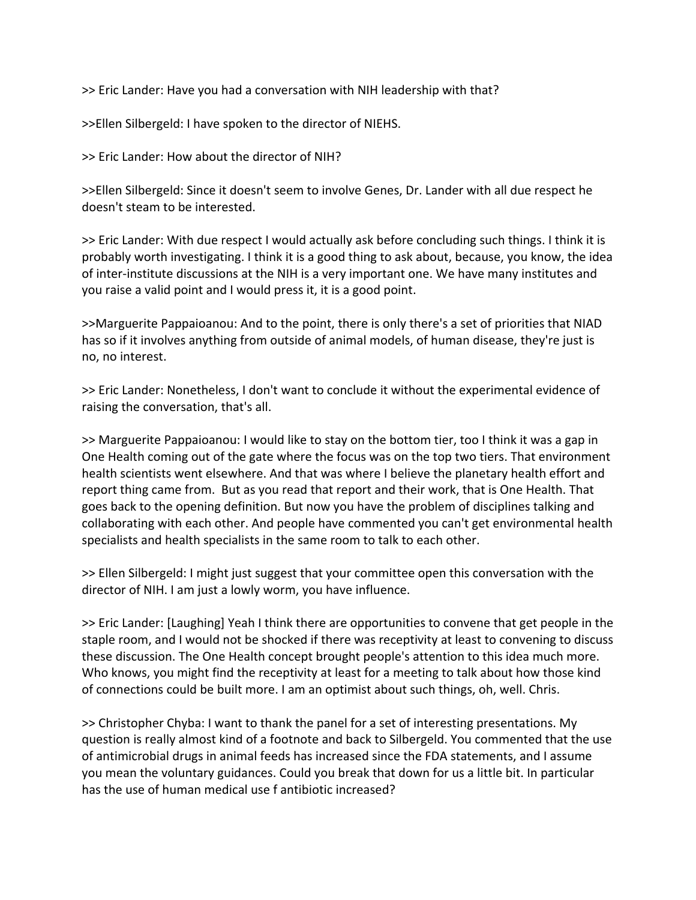>> Eric Lander: Have you had a conversation with NIH leadership with that?

>>Ellen Silbergeld: I have spoken to the director of NIEHS.

>> Eric Lander: How about the director of NIH?

>>Ellen Silbergeld: Since it doesn't seem to involve Genes, Dr. Lander with all due respect he doesn't steam to be interested.

>> Eric Lander: With due respect I would actually ask before concluding such things. I think it is probably worth investigating. I think it is a good thing to ask about, because, you know, the idea of inter-institute discussions at the NIH is a very important one. We have many institutes and you raise a valid point and I would press it, it is a good point.

>>Marguerite Pappaioanou: And to the point, there is only there's a set of priorities that NIAD has so if it involves anything from outside of animal models, of human disease, they're just is no, no interest.

>> Eric Lander: Nonetheless, I don't want to conclude it without the experimental evidence of raising the conversation, that's all.

>> Marguerite Pappaioanou: I would like to stay on the bottom tier, too I think it was a gap in One Health coming out of the gate where the focus was on the top two tiers. That environment health scientists went elsewhere. And that was where I believe the planetary health effort and report thing came from.  But as you read that report and their work, that is One Health. That goes back to the opening definition. But now you have the problem of disciplines talking and collaborating with each other. And people have commented you can't get environmental health specialists and health specialists in the same room to talk to each other.

>> Ellen Silbergeld: I might just suggest that your committee open this conversation with the director of NIH. I am just a lowly worm, you have influence.

>> Eric Lander: [Laughing] Yeah I think there are opportunities to convene that get people in the staple room, and I would not be shocked if there was receptivity at least to convening to discuss these discussion. The One Health concept brought people's attention to this idea much more. Who knows, you might find the receptivity at least for a meeting to talk about how those kind of connections could be built more. I am an optimist about such things, oh, well. Chris.

>> Christopher Chyba: I want to thank the panel for a set of interesting presentations. My question is really almost kind of a footnote and back to Silbergeld. You commented that the use of antimicrobial drugs in animal feeds has increased since the FDA statements, and I assume you mean the voluntary guidances. Could you break that down for us a little bit. In particular has the use of human medical use f antibiotic increased?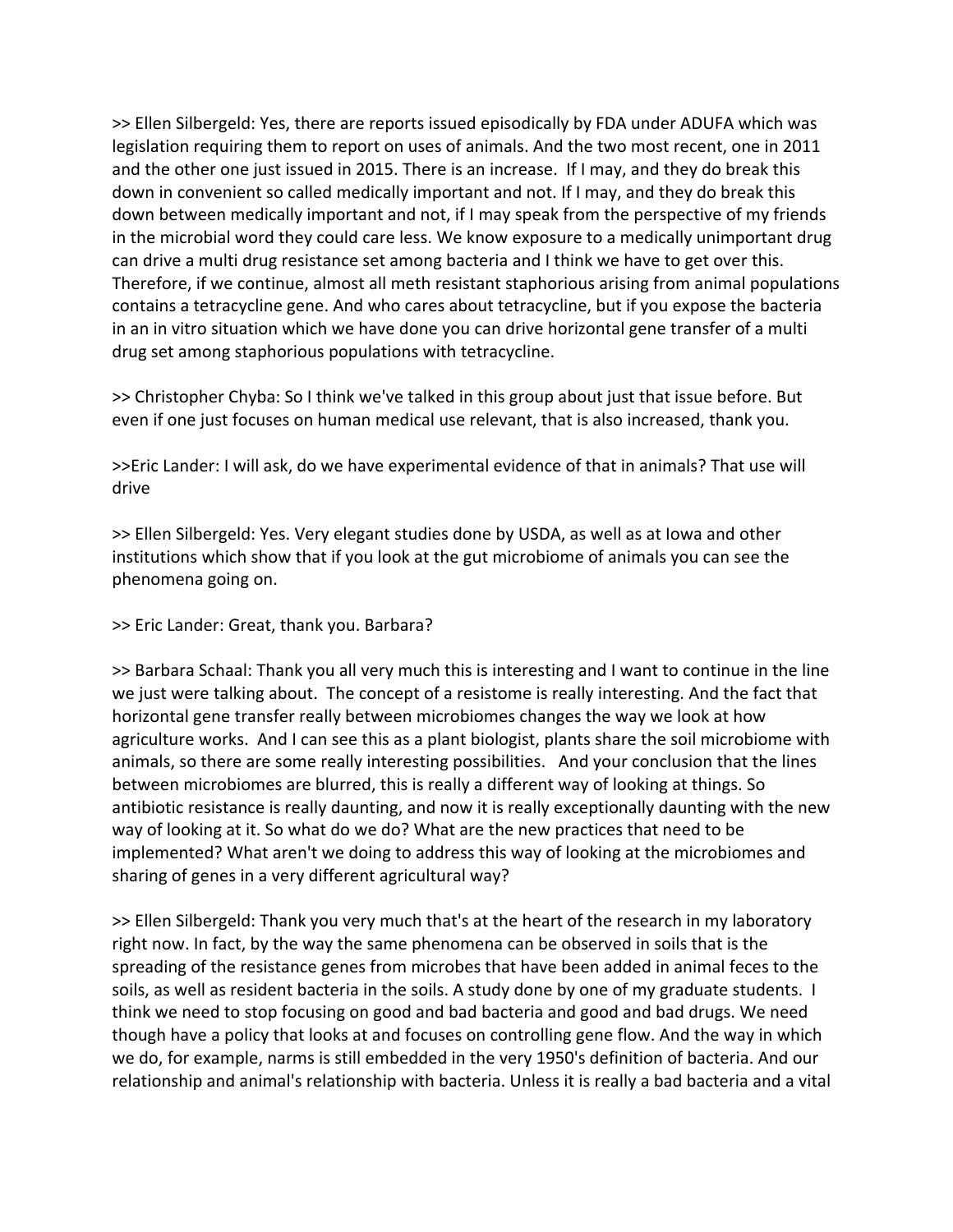>> Ellen Silbergeld: Yes, there are reports issued episodically by FDA under ADUFA which was legislation requiring them to report on uses of animals. And the two most recent, one in 2011 and the other one just issued in 2015. There is an increase. If I may, and they do break this down in convenient so called medically important and not. If I may, and they do break this down between medically important and not, if I may speak from the perspective of my friends in the microbial word they could care less. We know exposure to a medically unimportant drug can drive a multi drug resistance set among bacteria and I think we have to get over this. Therefore, if we continue, almost all meth resistant staphorious arising from animal populations contains a tetracycline gene. And who cares about tetracycline, but if you expose the bacteria in an in vitro situation which we have done you can drive horizontal gene transfer of a multi drug set among staphorious populations with tetracycline.

>> Christopher Chyba: So I think we've talked in this group about just that issue before. But even if one just focuses on human medical use relevant, that is also increased, thank you.

>>Eric Lander: I will ask, do we have experimental evidence of that in animals? That use will drive

>> Ellen Silbergeld: Yes. Very elegant studies done by USDA, as well as at Iowa and other institutions which show that if you look at the gut microbiome of animals you can see the phenomena going on.

>> Eric Lander: Great, thank you. Barbara?

>> Barbara Schaal: Thank you all very much this is interesting and I want to continue in the line we just were talking about. The concept of a resistome is really interesting. And the fact that horizontal gene transfer really between microbiomes changes the way we look at how agriculture works. And I can see this as a plant biologist, plants share the soil microbiome with animals, so there are some really interesting possibilities. And your conclusion that the lines between microbiomes are blurred, this is really a different way of looking at things. So antibiotic resistance is really daunting, and now it is really exceptionally daunting with the new way of looking at it. So what do we do? What are the new practices that need to be implemented? What aren't we doing to address this way of looking at the microbiomes and sharing of genes in a very different agricultural way?

>> Ellen Silbergeld: Thank you very much that's at the heart of the research in my laboratory right now. In fact, by the way the same phenomena can be observed in soils that is the spreading of the resistance genes from microbes that have been added in animal feces to the soils, as well as resident bacteria in the soils. A study done by one of my graduate students. I think we need to stop focusing on good and bad bacteria and good and bad drugs. We need though have a policy that looks at and focuses on controlling gene flow. And the way in which we do, for example, narms is still embedded in the very 1950's definition of bacteria. And our relationship and animal's relationship with bacteria. Unless it is really a bad bacteria and a vital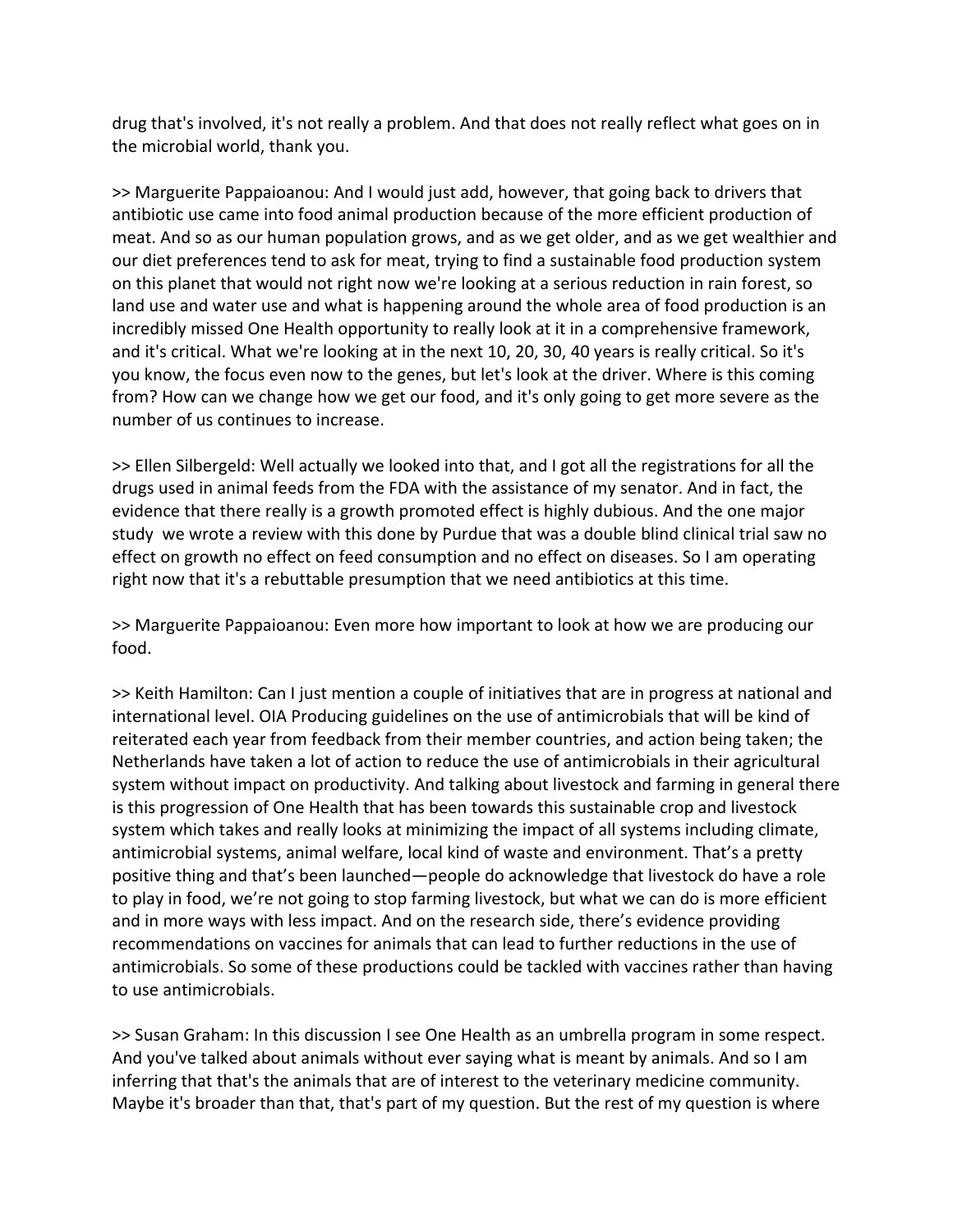drug that's involved, it's not really a problem. And that does not really reflect what goes on in the microbial world, thank you.

>> Marguerite Pappaioanou: And I would just add, however, that going back to drivers that antibiotic use came into food animal production because of the more efficient production of meat. And so as our human population grows, and as we get older, and as we get wealthier and our diet preferences tend to ask for meat, trying to find a sustainable food production system on this planet that would not right now we're looking at a serious reduction in rain forest, so land use and water use and what is happening around the whole area of food production is an incredibly missed One Health opportunity to really look at it in a comprehensive framework, and it's critical. What we're looking at in the next 10, 20, 30, 40 years is really critical. So it's you know, the focus even now to the genes, but let's look at the driver. Where is this coming from? How can we change how we get our food, and it's only going to get more severe as the number of us continues to increase.

>> Ellen Silbergeld: Well actually we looked into that, and I got all the registrations for all the drugs used in animal feeds from the FDA with the assistance of my senator. And in fact, the evidence that there really is a growth promoted effect is highly dubious. And the one major study we wrote a review with this done by Purdue that was a double blind clinical trial saw no effect on growth no effect on feed consumption and no effect on diseases. So I am operating right now that it's a rebuttable presumption that we need antibiotics at this time.

>> Marguerite Pappaioanou: Even more how important to look at how we are producing our food.

>> Keith Hamilton: Can I just mention a couple of initiatives that are in progress at national and international level. OIA Producing guidelines on the use of antimicrobials that will be kind of reiterated each year from feedback from their member countries, and action being taken; the Netherlands have taken a lot of action to reduce the use of antimicrobials in their agricultural system without impact on productivity. And talking about livestock and farming in general there is this progression of One Health that has been towards this sustainable crop and livestock system which takes and really looks at minimizing the impact of all systems including climate, antimicrobial systems, animal welfare, local kind of waste and environment. That's a pretty positive thing and that's been launched—people do acknowledge that livestock do have a role to play in food, we're not going to stop farming livestock, but what we can do is more efficient and in more ways with less impact. And on the research side, there's evidence providing recommendations on vaccines for animals that can lead to further reductions in the use of antimicrobials. So some of these productions could be tackled with vaccines rather than having to use antimicrobials.

>> Susan Graham: In this discussion I see One Health as an umbrella program in some respect. And you've talked about animals without ever saying what is meant by animals. And so I am inferring that that's the animals that are of interest to the veterinary medicine community. Maybe it's broader than that, that's part of my question. But the rest of my question is where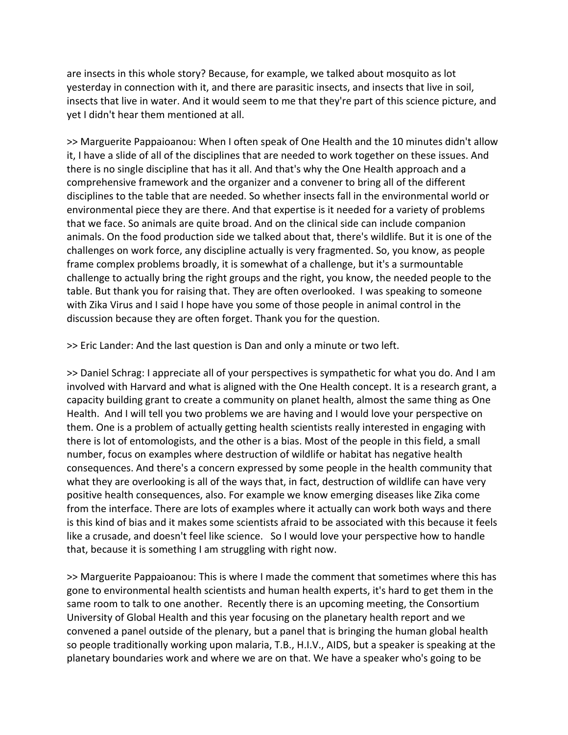are insects in this whole story? Because, for example, we talked about mosquito as lot yesterday in connection with it, and there are parasitic insects, and insects that live in soil, insects that live in water. And it would seem to me that they're part of this science picture, and yet I didn't hear them mentioned at all.

>> Marguerite Pappaioanou: When I often speak of One Health and the 10 minutes didn't allow it, I have a slide of all of the disciplines that are needed to work together on these issues. And there is no single discipline that has it all. And that's why the One Health approach and a comprehensive framework and the organizer and a convener to bring all of the different disciplines to the table that are needed. So whether insects fall in the environmental world or environmental piece they are there. And that expertise is it needed for a variety of problems that we face. So animals are quite broad. And on the clinical side can include companion animals. On the food production side we talked about that, there's wildlife. But it is one of the challenges on work force, any discipline actually is very fragmented. So, you know, as people frame complex problems broadly, it is somewhat of a challenge, but it's a surmountable challenge to actually bring the right groups and the right, you know, the needed people to the table. But thank you for raising that. They are often overlooked. I was speaking to someone with Zika Virus and I said I hope have you some of those people in animal control in the discussion because they are often forget. Thank you for the question.

>> Eric Lander: And the last question is Dan and only a minute or two left.

>> Daniel Schrag: I appreciate all of your perspectives is sympathetic for what you do. And I am involved with Harvard and what is aligned with the One Health concept. It is a research grant, a capacity building grant to create a community on planet health, almost the same thing as One Health. And I will tell you two problems we are having and I would love your perspective on them. One is a problem of actually getting health scientists really interested in engaging with there is lot of entomologists, and the other is a bias. Most of the people in this field, a small number, focus on examples where destruction of wildlife or habitat has negative health consequences. And there's a concern expressed by some people in the health community that what they are overlooking is all of the ways that, in fact, destruction of wildlife can have very positive health consequences, also. For example we know emerging diseases like Zika come from the interface. There are lots of examples where it actually can work both ways and there is this kind of bias and it makes some scientists afraid to be associated with this because it feels like a crusade, and doesn't feel like science. So I would love your perspective how to handle that, because it is something I am struggling with right now.

>> Marguerite Pappaioanou: This is where I made the comment that sometimes where this has gone to environmental health scientists and human health experts, it's hard to get them in the same room to talk to one another. Recently there is an upcoming meeting, the Consortium University of Global Health and this year focusing on the planetary health report and we convened a panel outside of the plenary, but a panel that is bringing the human global health so people traditionally working upon malaria, T.B., H.I.V., AIDS, but a speaker is speaking at the planetary boundaries work and where we are on that. We have a speaker who's going to be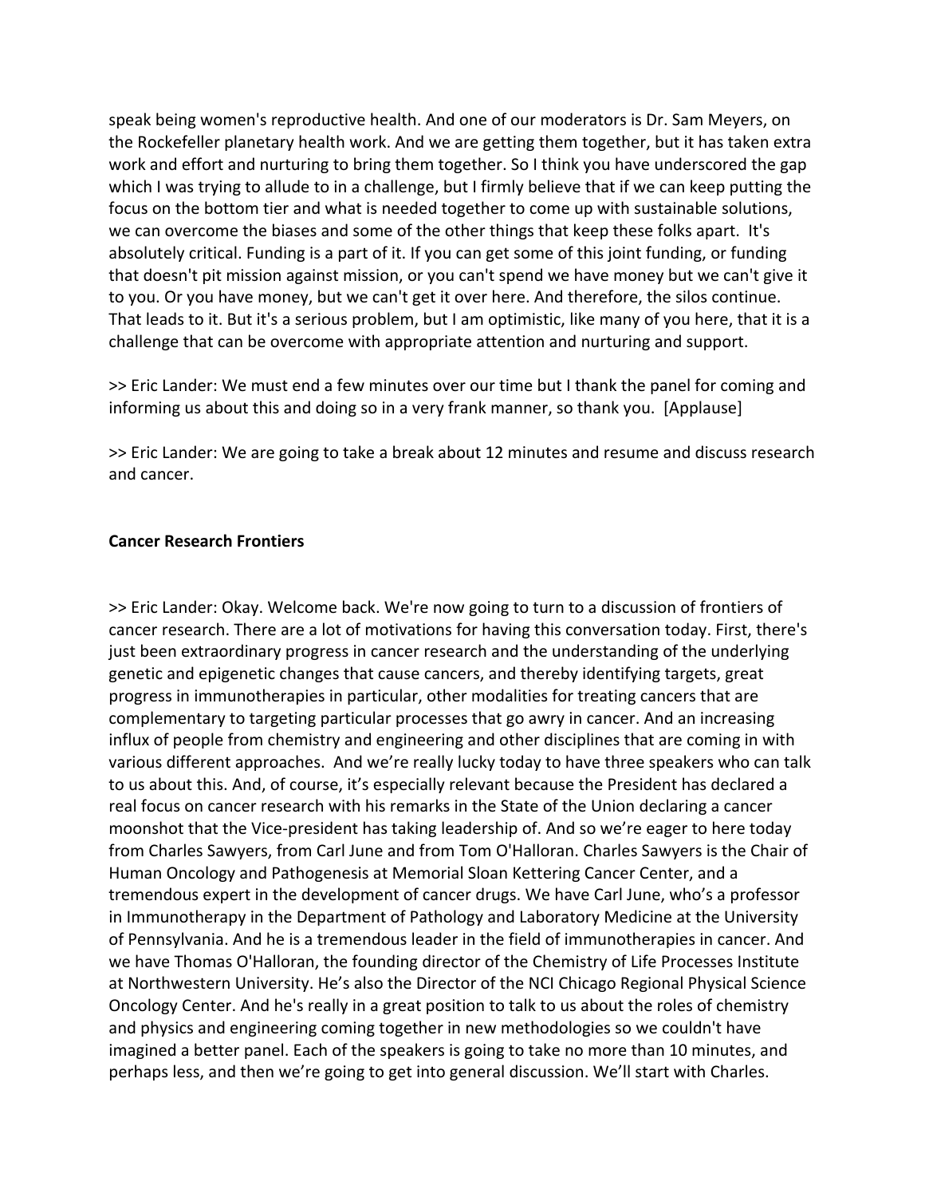speak being women's reproductive health. And one of our moderators is Dr. Sam Meyers, on the Rockefeller planetary health work. And we are getting them together, but it has taken extra work and effort and nurturing to bring them together. So I think you have underscored the gap which I was trying to allude to in a challenge, but I firmly believe that if we can keep putting the focus on the bottom tier and what is needed together to come up with sustainable solutions, we can overcome the biases and some of the other things that keep these folks apart. It's absolutely critical. Funding is a part of it. If you can get some of this joint funding, or funding that doesn't pit mission against mission, or you can't spend we have money but we can't give it to you. Or you have money, but we can't get it over here. And therefore, the silos continue. That leads to it. But it's a serious problem, but I am optimistic, like many of you here, that it is a challenge that can be overcome with appropriate attention and nurturing and support.

>> Eric Lander: We must end a few minutes over our time but I thank the panel for coming and informing us about this and doing so in a very frank manner, so thank you. [Applause]

>> Eric Lander: We are going to take a break about 12 minutes and resume and discuss research and cancer.

**Cancer Research Frontiers**

>> Eric Lander: Okay. Welcome back. We're now going to turn to a discussion of frontiers of cancer research. There are a lot of motivations for having this conversation today. First, there's just been extraordinary progress in cancer research and the understanding of the underlying genetic and epigenetic changes that cause cancers, and thereby identifying targets, great progress in immunotherapies in particular, other modalities for treating cancers that are complementary to targeting particular processes that go awry in cancer. And an increasing influx of people from chemistry and engineering and other disciplines that are coming in with various different approaches. And we're really lucky today to have three speakers who can talk to us about this. And, of course, it's especially relevant because the President has declared a real focus on cancer research with his remarks in the State of the Union declaring a cancer moonshot that the Vice-president has taking leadership of. And so we're eager to here today from Charles Sawyers, from Carl June and from Tom O'Halloran. Charles Sawyers is the Chair of Human Oncology and Pathogenesis at Memorial Sloan Kettering Cancer Center, and a tremendous expert in the development of cancer drugs. We have Carl June, who's a professor in Immunotherapy in the Department of Pathology and Laboratory Medicine at the University of Pennsylvania. And he is a tremendous leader in the field of immunotherapies in cancer. And we have Thomas O'Halloran, the founding director of the Chemistry of Life Processes Institute at Northwestern University. He's also the Director of the NCI Chicago Regional Physical Science Oncology Center. And he's really in a great position to talk to us about the roles of chemistry and physics and engineering coming together in new methodologies so we couldn't have imagined a better panel. Each of the speakers is going to take no more than 10 minutes, and perhaps less, and then we're going to get into general discussion. We'll start with Charles.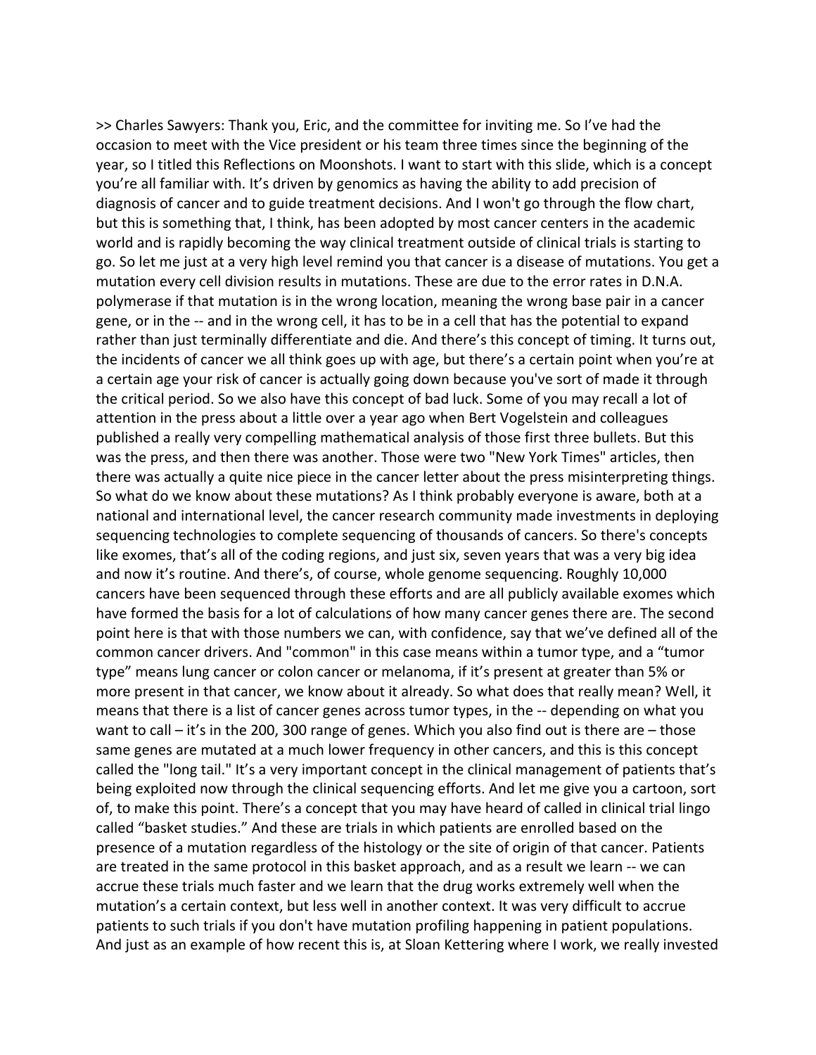>> Charles Sawyers: Thank you, Eric, and the committee for inviting me. So I've had the occasion to meet with the Vice president or his team three times since the beginning of the year, so I titled this Reflections on Moonshots. I want to start with this slide, which is a concept you're all familiar with. It's driven by genomics as having the ability to add precision of diagnosis of cancer and to guide treatment decisions. And I won't go through the flow chart, but this is something that, I think, has been adopted by most cancer centers in the academic world and is rapidly becoming the way clinical treatment outside of clinical trials is starting to go. So let me just at a very high level remind you that cancer is a disease of mutations. You get a mutation every cell division results in mutations. These are due to the error rates in D.N.A. polymerase if that mutation is in the wrong location, meaning the wrong base pair in a cancer gene, or in the -- and in the wrong cell, it has to be in a cell that has the potential to expand rather than just terminally differentiate and die. And there's this concept of timing. It turns out, the incidents of cancer we all think goes up with age, but there's a certain point when you're at a certain age your risk of cancer is actually going down because you've sort of made it through the critical period. So we also have this concept of bad luck. Some of you may recall a lot of attention in the press about a little over a year ago when Bert Vogelstein and colleagues published a really very compelling mathematical analysis of those first three bullets. But this was the press, and then there was another. Those were two "New York Times" articles, then there was actually a quite nice piece in the cancer letter about the press misinterpreting things. So what do we know about these mutations? As I think probably everyone is aware, both at a national and international level, the cancer research community made investments in deploying sequencing technologies to complete sequencing of thousands of cancers. So there's concepts like exomes, that's all of the coding regions, and just six, seven years that was a very big idea and now it's routine. And there's, of course, whole genome sequencing. Roughly 10,000 cancers have been sequenced through these efforts and are all publicly available exomes which have formed the basis for a lot of calculations of how many cancer genes there are. The second point here is that with those numbers we can, with confidence, say that we've defined all of the common cancer drivers. And "common" in this case means within a tumor type, and a "tumor type" means lung cancer or colon cancer or melanoma, if it's present at greater than 5% or more present in that cancer, we know about it already. So what does that really mean? Well, it means that there is a list of cancer genes across tumor types, in the -- depending on what you want to call – it's in the 200, 300 range of genes. Which you also find out is there are – those same genes are mutated at a much lower frequency in other cancers, and this is this concept called the "long tail." It's a very important concept in the clinical management of patients that's being exploited now through the clinical sequencing efforts. And let me give you a cartoon, sort of, to make this point. There's a concept that you may have heard of called in clinical trial lingo called "basket studies." And these are trials in which patients are enrolled based on the presence of a mutation regardless of the histology or the site of origin of that cancer. Patients are treated in the same protocol in this basket approach, and as a result we learn -- we can accrue these trials much faster and we learn that the drug works extremely well when the mutation's a certain context, but less well in another context. It was very difficult to accrue patients to such trials if you don't have mutation profiling happening in patient populations. And just as an example of how recent this is, at Sloan Kettering where I work, we really invested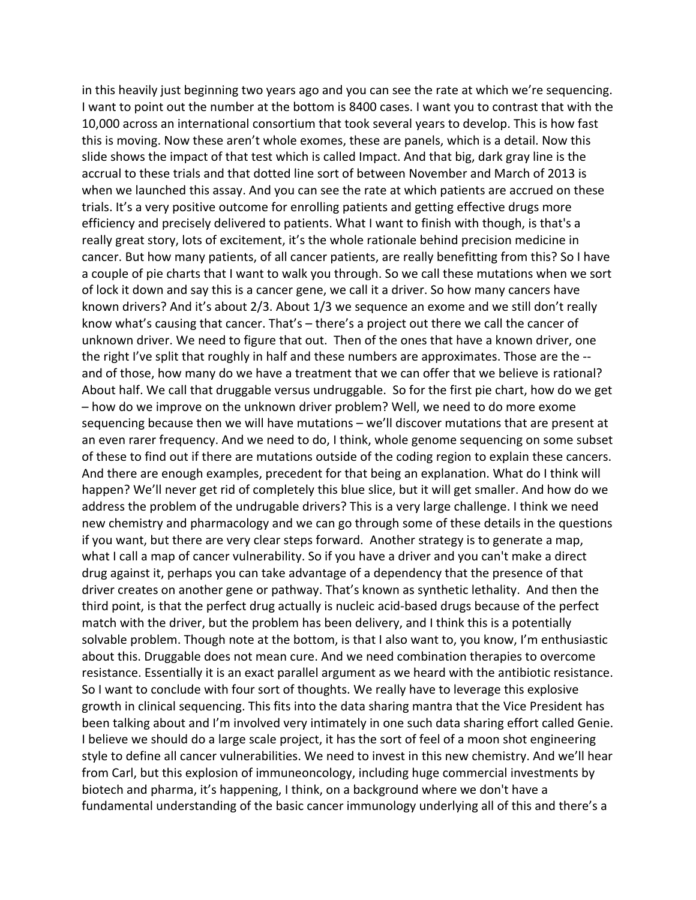in this heavily just beginning two years ago and you can see the rate at which we're sequencing. I want to point out the number at the bottom is 8400 cases. I want you to contrast that with the 10,000 across an international consortium that took several years to develop. This is how fast this is moving. Now these aren't whole exomes, these are panels, which is a detail. Now this slide shows the impact of that test which is called Impact. And that big, dark gray line is the accrual to these trials and that dotted line sort of between November and March of 2013 is when we launched this assay. And you can see the rate at which patients are accrued on these trials. It's a very positive outcome for enrolling patients and getting effective drugs more efficiency and precisely delivered to patients. What I want to finish with though, is that's a really great story, lots of excitement, it's the whole rationale behind precision medicine in cancer. But how many patients, of all cancer patients, are really benefitting from this? So I have a couple of pie charts that I want to walk you through. So we call these mutations when we sort of lock it down and say this is a cancer gene, we call it a driver. So how many cancers have known drivers? And it's about 2/3. About 1/3 we sequence an exome and we still don't really know what's causing that cancer. That's – there's a project out there we call the cancer of unknown driver. We need to figure that out. Then of the ones that have a known driver, one the right I've split that roughly in half and these numbers are approximates. Those are the -- and of those, how many do we have a treatment that we can offer that we believe is rational? About half. We call that druggable versus undruggable. So for the first pie chart, how do we get – how do we improve on the unknown driver problem? Well, we need to do more exome sequencing because then we will have mutations – we'll discover mutations that are present at an even rarer frequency. And we need to do, I think, whole genome sequencing on some subset of these to find out if there are mutations outside of the coding region to explain these cancers. And there are enough examples, precedent for that being an explanation. What do I think will happen? We'll never get rid of completely this blue slice, but it will get smaller. And how do we address the problem of the undrugable drivers? This is a very large challenge. I think we need new chemistry and pharmacology and we can go through some of these details in the questions if you want, but there are very clear steps forward. Another strategy is to generate a map, what I call a map of cancer vulnerability. So if you have a driver and you can't make a direct drug against it, perhaps you can take advantage of a dependency that the presence of that driver creates on another gene or pathway. That's known as synthetic lethality. And then the third point, is that the perfect drug actually is nucleic acid-based drugs because of the perfect match with the driver, but the problem has been delivery, and I think this is a potentially solvable problem. Though note at the bottom, is that I also want to, you know, I'm enthusiastic about this. Druggable does not mean cure. And we need combination therapies to overcome resistance. Essentially it is an exact parallel argument as we heard with the antibiotic resistance. So I want to conclude with four sort of thoughts. We really have to leverage this explosive growth in clinical sequencing. This fits into the data sharing mantra that the Vice President has been talking about and I'm involved very intimately in one such data sharing effort called Genie. I believe we should do a large scale project, it has the sort of feel of a moon shot engineering style to define all cancer vulnerabilities. We need to invest in this new chemistry. And we'll hear from Carl, but this explosion of immuneoncology, including huge commercial investments by biotech and pharma, it's happening, I think, on a background where we don't have a fundamental understanding of the basic cancer immunology underlying all of this and there's a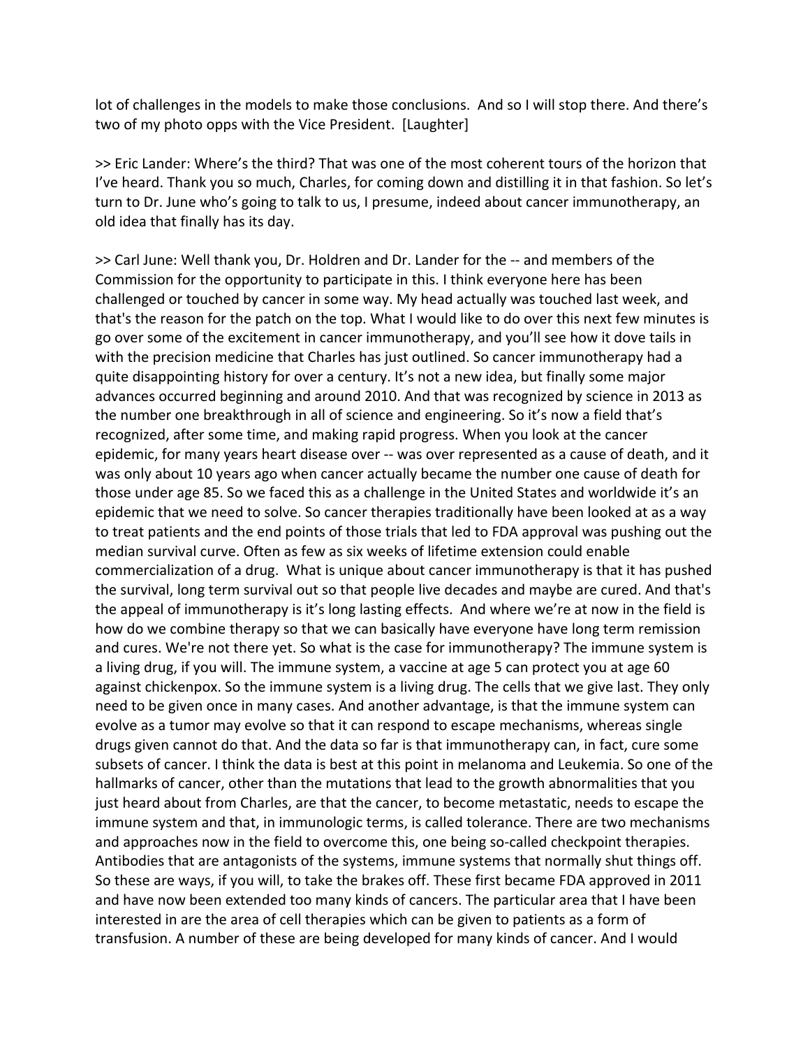lot of challenges in the models to make those conclusions. And so I will stop there. And there's two of my photo opps with the Vice President. [Laughter]

>> Eric Lander: Where's the third? That was one of the most coherent tours of the horizon that I've heard. Thank you so much, Charles, for coming down and distilling it in that fashion. So let's turn to Dr. June who's going to talk to us, I presume, indeed about cancer immunotherapy, an old idea that finally has its day.

>> Carl June: Well thank you, Dr. Holdren and Dr. Lander for the -- and members of the Commission for the opportunity to participate in this. I think everyone here has been challenged or touched by cancer in some way. My head actually was touched last week, and that's the reason for the patch on the top. What I would like to do over this next few minutes is go over some of the excitement in cancer immunotherapy, and you'll see how it dove tails in with the precision medicine that Charles has just outlined. So cancer immunotherapy had a quite disappointing history for over a century. It's not a new idea, but finally some major advances occurred beginning and around 2010. And that was recognized by science in 2013 as the number one breakthrough in all of science and engineering. So it's now a field that's recognized, after some time, and making rapid progress. When you look at the cancer epidemic, for many years heart disease over -- was over represented as a cause of death, and it was only about 10 years ago when cancer actually became the number one cause of death for those under age 85. So we faced this as a challenge in the United States and worldwide it's an epidemic that we need to solve. So cancer therapies traditionally have been looked at as a way to treat patients and the end points of those trials that led to FDA approval was pushing out the median survival curve. Often as few as six weeks of lifetime extension could enable commercialization of a drug. What is unique about cancer immunotherapy is that it has pushed the survival, long term survival out so that people live decades and maybe are cured. And that's the appeal of immunotherapy is it's long lasting effects. And where we're at now in the field is how do we combine therapy so that we can basically have everyone have long term remission and cures. We're not there yet. So what is the case for immunotherapy? The immune system is a living drug, if you will. The immune system, a vaccine at age 5 can protect you at age 60 against chickenpox. So the immune system is a living drug. The cells that we give last. They only need to be given once in many cases. And another advantage, is that the immune system can evolve as a tumor may evolve so that it can respond to escape mechanisms, whereas single drugs given cannot do that. And the data so far is that immunotherapy can, in fact, cure some subsets of cancer. I think the data is best at this point in melanoma and Leukemia. So one of the hallmarks of cancer, other than the mutations that lead to the growth abnormalities that you just heard about from Charles, are that the cancer, to become metastatic, needs to escape the immune system and that, in immunologic terms, is called tolerance. There are two mechanisms and approaches now in the field to overcome this, one being so-called checkpoint therapies. Antibodies that are antagonists of the systems, immune systems that normally shut things off. So these are ways, if you will, to take the brakes off. These first became FDA approved in 2011 and have now been extended too many kinds of cancers. The particular area that I have been interested in are the area of cell therapies which can be given to patients as a form of transfusion. A number of these are being developed for many kinds of cancer. And I would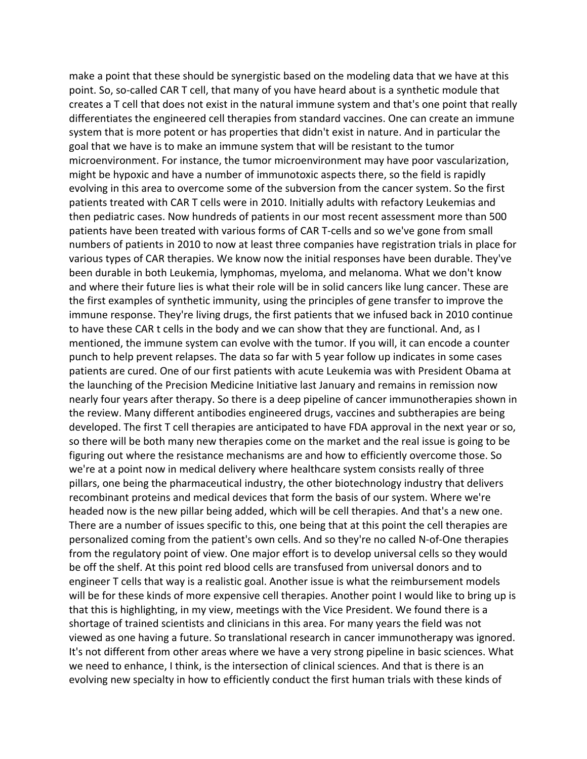make a point that these should be synergistic based on the modeling data that we have at this point. So, so-called CAR T cell, that many of you have heard about is a synthetic module that creates a T cell that does not exist in the natural immune system and that's one point that really differentiates the engineered cell therapies from standard vaccines. One can create an immune system that is more potent or has properties that didn't exist in nature. And in particular the goal that we have is to make an immune system that will be resistant to the tumor microenvironment. For instance, the tumor microenvironment may have poor vascularization, might be hypoxic and have a number of immunotoxic aspects there, so the field is rapidly evolving in this area to overcome some of the subversion from the cancer system. So the first patients treated with CAR T cells were in 2010. Initially adults with refactory Leukemias and then pediatric cases. Now hundreds of patients in our most recent assessment more than 500 patients have been treated with various forms of CAR T-cells and so we've gone from small numbers of patients in 2010 to now at least three companies have registration trials in place for various types of CAR therapies. We know now the initial responses have been durable. They've been durable in both Leukemia, lymphomas, myeloma, and melanoma. What we don't know and where their future lies is what their role will be in solid cancers like lung cancer. These are the first examples of synthetic immunity, using the principles of gene transfer to improve the immune response. They're living drugs, the first patients that we infused back in 2010 continue to have these CAR t cells in the body and we can show that they are functional. And, as I mentioned, the immune system can evolve with the tumor. If you will, it can encode a counter punch to help prevent relapses. The data so far with 5 year follow up indicates in some cases patients are cured. One of our first patients with acute Leukemia was with President Obama at the launching of the Precision Medicine Initiative last January and remains in remission now nearly four years after therapy. So there is a deep pipeline of cancer immunotherapies shown in the review. Many different antibodies engineered drugs, vaccines and subtherapies are being developed. The first T cell therapies are anticipated to have FDA approval in the next year or so, so there will be both many new therapies come on the market and the real issue is going to be figuring out where the resistance mechanisms are and how to efficiently overcome those. So we're at a point now in medical delivery where healthcare system consists really of three pillars, one being the pharmaceutical industry, the other biotechnology industry that delivers recombinant proteins and medical devices that form the basis of our system. Where we're headed now is the new pillar being added, which will be cell therapies. And that's a new one. There are a number of issues specific to this, one being that at this point the cell therapies are personalized coming from the patient's own cells. And so they're no called N-of-One therapies from the regulatory point of view. One major effort is to develop universal cells so they would be off the shelf. At this point red blood cells are transfused from universal donors and to engineer T cells that way is a realistic goal. Another issue is what the reimbursement models will be for these kinds of more expensive cell therapies. Another point I would like to bring up is that this is highlighting, in my view, meetings with the Vice President. We found there is a shortage of trained scientists and clinicians in this area. For many years the field was not viewed as one having a future. So translational research in cancer immunotherapy was ignored. It's not different from other areas where we have a very strong pipeline in basic sciences. What we need to enhance, I think, is the intersection of clinical sciences. And that is there is an evolving new specialty in how to efficiently conduct the first human trials with these kinds of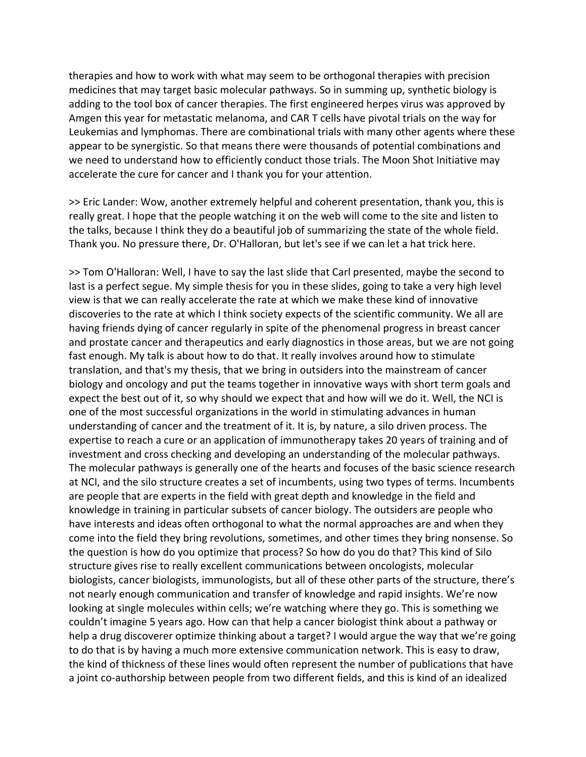therapies and how to work with what may seem to be orthogonal therapies with precision medicines that may target basic molecular pathways. So in summing up, synthetic biology is adding to the tool box of cancer therapies. The first engineered herpes virus was approved by Amgen this year for metastatic melanoma, and CAR T cells have pivotal trials on the way for Leukemias and lymphomas. There are combinational trials with many other agents where these appear to be synergistic. So that means there were thousands of potential combinations and we need to understand how to efficiently conduct those trials. The Moon Shot Initiative may accelerate the cure for cancer and I thank you for your attention.

>> Eric Lander: Wow, another extremely helpful and coherent presentation, thank you, this is really great. I hope that the people watching it on the web will come to the site and listen to the talks, because I think they do a beautiful job of summarizing the state of the whole field. Thank you. No pressure there, Dr. O'Halloran, but let's see if we can let a hat trick here.

>> Tom O'Halloran: Well, I have to say the last slide that Carl presented, maybe the second to last is a perfect segue. My simple thesis for you in these slides, going to take a very high level view is that we can really accelerate the rate at which we make these kind of innovative discoveries to the rate at which I think society expects of the scientific community. We all are having friends dying of cancer regularly in spite of the phenomenal progress in breast cancer and prostate cancer and therapeutics and early diagnostics in those areas, but we are not going fast enough. My talk is about how to do that. It really involves around how to stimulate translation, and that's my thesis, that we bring in outsiders into the mainstream of cancer biology and oncology and put the teams together in innovative ways with short term goals and expect the best out of it, so why should we expect that and how will we do it. Well, the NCI is one of the most successful organizations in the world in stimulating advances in human understanding of cancer and the treatment of it. It is, by nature, a silo driven process. The expertise to reach a cure or an application of immunotherapy takes 20 years of training and of investment and cross checking and developing an understanding of the molecular pathways. The molecular pathways is generally one of the hearts and focuses of the basic science research at NCI, and the silo structure creates a set of incumbents, using two types of terms. Incumbents are people that are experts in the field with great depth and knowledge in the field and knowledge in training in particular subsets of cancer biology. The outsiders are people who have interests and ideas often orthogonal to what the normal approaches are and when they come into the field they bring revolutions, sometimes, and other times they bring nonsense. So the question is how do you optimize that process? So how do you do that? This kind of Silo structure gives rise to really excellent communications between oncologists, molecular biologists, cancer biologists, immunologists, but all of these other parts of the structure, there's not nearly enough communication and transfer of knowledge and rapid insights. We're now looking at single molecules within cells; we're watching where they go. This is something we couldn't imagine 5 years ago. How can that help a cancer biologist think about a pathway or help a drug discoverer optimize thinking about a target? I would argue the way that we're going to do that is by having a much more extensive communication network. This is easy to draw, the kind of thickness of these lines would often represent the number of publications that have a joint co-authorship between people from two different fields, and this is kind of an idealized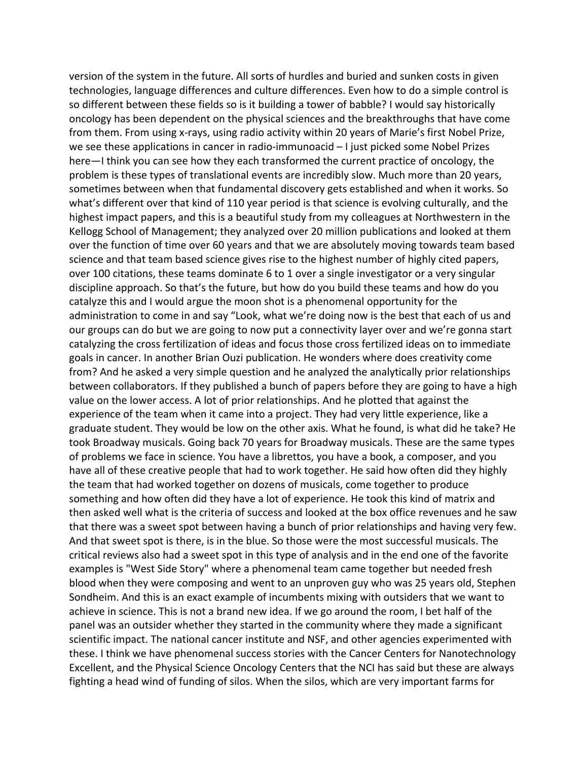version of the system in the future. All sorts of hurdles and buried and sunken costs in given technologies, language differences and culture differences. Even how to do a simple control is so different between these fields so is it building a tower of babble? I would say historically oncology has been dependent on the physical sciences and the breakthroughs that have come from them. From using x-rays, using radio activity within 20 years of Marie's first Nobel Prize, we see these applications in cancer in radio-immunoacid – I just picked some Nobel Prizes here—I think you can see how they each transformed the current practice of oncology, the problem is these types of translational events are incredibly slow. Much more than 20 years, sometimes between when that fundamental discovery gets established and when it works. So what's different over that kind of 110 year period is that science is evolving culturally, and the highest impact papers, and this is a beautiful study from my colleagues at Northwestern in the Kellogg School of Management; they analyzed over 20 million publications and looked at them over the function of time over 60 years and that we are absolutely moving towards team based science and that team based science gives rise to the highest number of highly cited papers, over 100 citations, these teams dominate 6 to 1 over a single investigator or a very singular discipline approach. So that's the future, but how do you build these teams and how do you catalyze this and I would argue the moon shot is a phenomenal opportunity for the administration to come in and say "Look, what we're doing now is the best that each of us and our groups can do but we are going to now put a connectivity layer over and we're gonna start catalyzing the cross fertilization of ideas and focus those cross fertilized ideas on to immediate goals in cancer. In another Brian Ouzi publication. He wonders where does creativity come from? And he asked a very simple question and he analyzed the analytically prior relationships between collaborators. If they published a bunch of papers before they are going to have a high value on the lower access. A lot of prior relationships. And he plotted that against the experience of the team when it came into a project. They had very little experience, like a graduate student. They would be low on the other axis. What he found, is what did he take? He took Broadway musicals. Going back 70 years for Broadway musicals. These are the same types of problems we face in science. You have a librettos, you have a book, a composer, and you have all of these creative people that had to work together. He said how often did they highly the team that had worked together on dozens of musicals, come together to produce something and how often did they have a lot of experience. He took this kind of matrix and then asked well what is the criteria of success and looked at the box office revenues and he saw that there was a sweet spot between having a bunch of prior relationships and having very few. And that sweet spot is there, is in the blue. So those were the most successful musicals. The critical reviews also had a sweet spot in this type of analysis and in the end one of the favorite examples is "West Side Story" where a phenomenal team came together but needed fresh blood when they were composing and went to an unproven guy who was 25 years old, Stephen Sondheim. And this is an exact example of incumbents mixing with outsiders that we want to achieve in science. This is not a brand new idea. If we go around the room, I bet half of the panel was an outsider whether they started in the community where they made a significant scientific impact. The national cancer institute and NSF, and other agencies experimented with these. I think we have phenomenal success stories with the Cancer Centers for Nanotechnology Excellent, and the Physical Science Oncology Centers that the NCI has said but these are always fighting a head wind of funding of silos. When the silos, which are very important farms for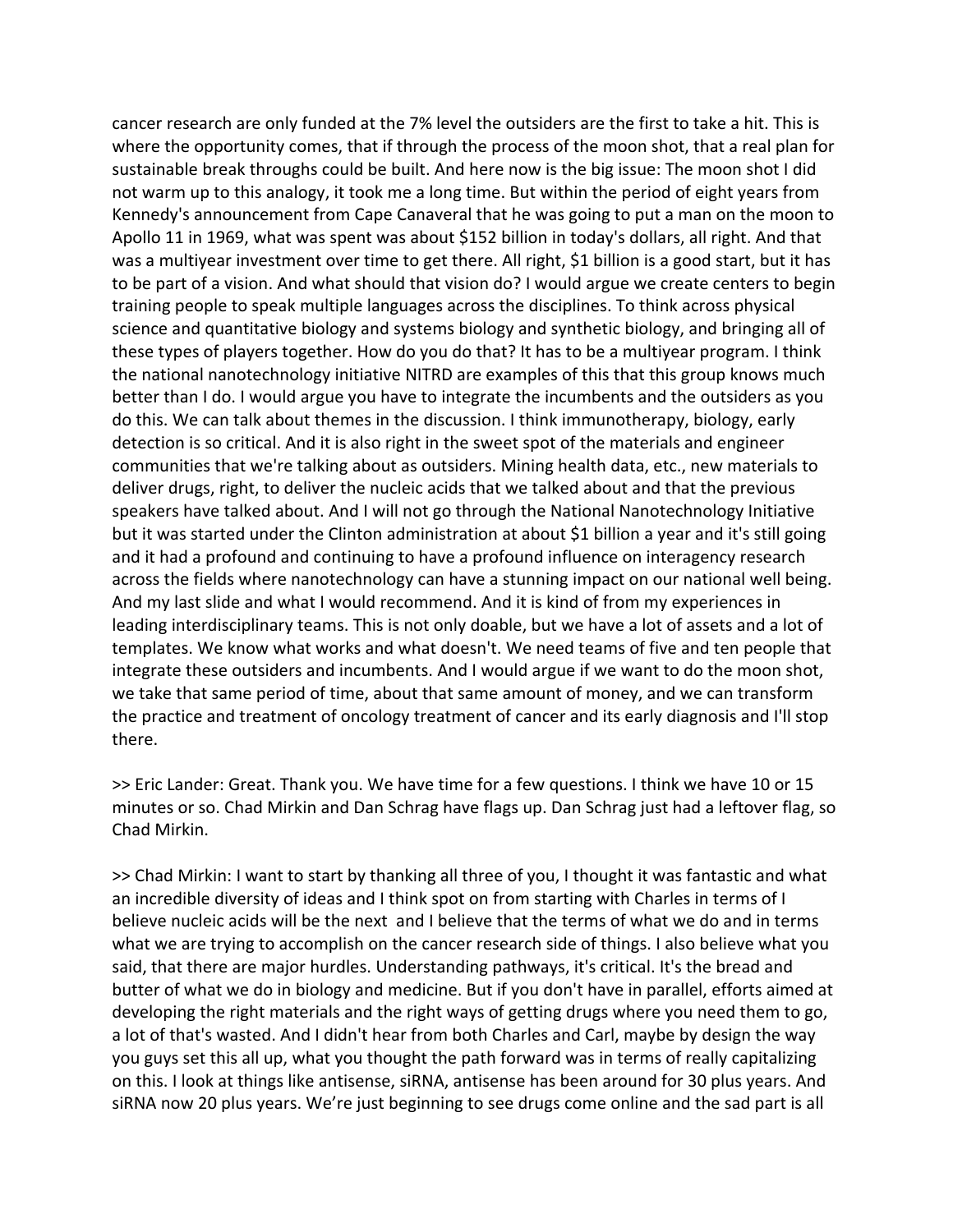cancer research are only funded at the 7% level the outsiders are the first to take a hit. This is where the opportunity comes, that if through the process of the moon shot, that a real plan for sustainable break throughs could be built. And here now is the big issue: The moon shot I did not warm up to this analogy, it took me a long time. But within the period of eight years from Kennedy's announcement from Cape Canaveral that he was going to put a man on the moon to Apollo 11 in 1969, what was spent was about $152 billion in today's dollars, all right. And that was a multiyear investment over time to get there. All right, $1 billion is a good start, but it has to be part of a vision. And what should that vision do? I would argue we create centers to begin training people to speak multiple languages across the disciplines. To think across physical science and quantitative biology and systems biology and synthetic biology, and bringing all of these types of players together. How do you do that? It has to be a multiyear program. I think the national nanotechnology initiative NITRD are examples of this that this group knows much better than I do. I would argue you have to integrate the incumbents and the outsiders as you do this. We can talk about themes in the discussion. I think immunotherapy, biology, early detection is so critical. And it is also right in the sweet spot of the materials and engineer communities that we're talking about as outsiders. Mining health data, etc., new materials to deliver drugs, right, to deliver the nucleic acids that we talked about and that the previous speakers have talked about. And I will not go through the National Nanotechnology Initiative but it was started under the Clinton administration at about $1 billion a year and it's still going and it had a profound and continuing to have a profound influence on interagency research across the fields where nanotechnology can have a stunning impact on our national well being. And my last slide and what I would recommend. And it is kind of from my experiences in leading interdisciplinary teams. This is not only doable, but we have a lot of assets and a lot of templates. We know what works and what doesn't. We need teams of five and ten people that integrate these outsiders and incumbents. And I would argue if we want to do the moon shot, we take that same period of time, about that same amount of money, and we can transform the practice and treatment of oncology treatment of cancer and its early diagnosis and I'll stop there.

>> Eric Lander: Great. Thank you. We have time for a few questions. I think we have 10 or 15 minutes or so. Chad Mirkin and Dan Schrag have flags up. Dan Schrag just had a leftover flag, so Chad Mirkin.

>> Chad Mirkin: I want to start by thanking all three of you, I thought it was fantastic and what an incredible diversity of ideas and I think spot on from starting with Charles in terms of I believe nucleic acids will be the next and I believe that the terms of what we do and in terms what we are trying to accomplish on the cancer research side of things. I also believe what you said, that there are major hurdles. Understanding pathways, it's critical. It's the bread and butter of what we do in biology and medicine. But if you don't have in parallel, efforts aimed at developing the right materials and the right ways of getting drugs where you need them to go, a lot of that's wasted. And I didn't hear from both Charles and Carl, maybe by design the way you guys set this all up, what you thought the path forward was in terms of really capitalizing on this. I look at things like antisense, siRNA, antisense has been around for 30 plus years. And siRNA now 20 plus years. We're just beginning to see drugs come online and the sad part is all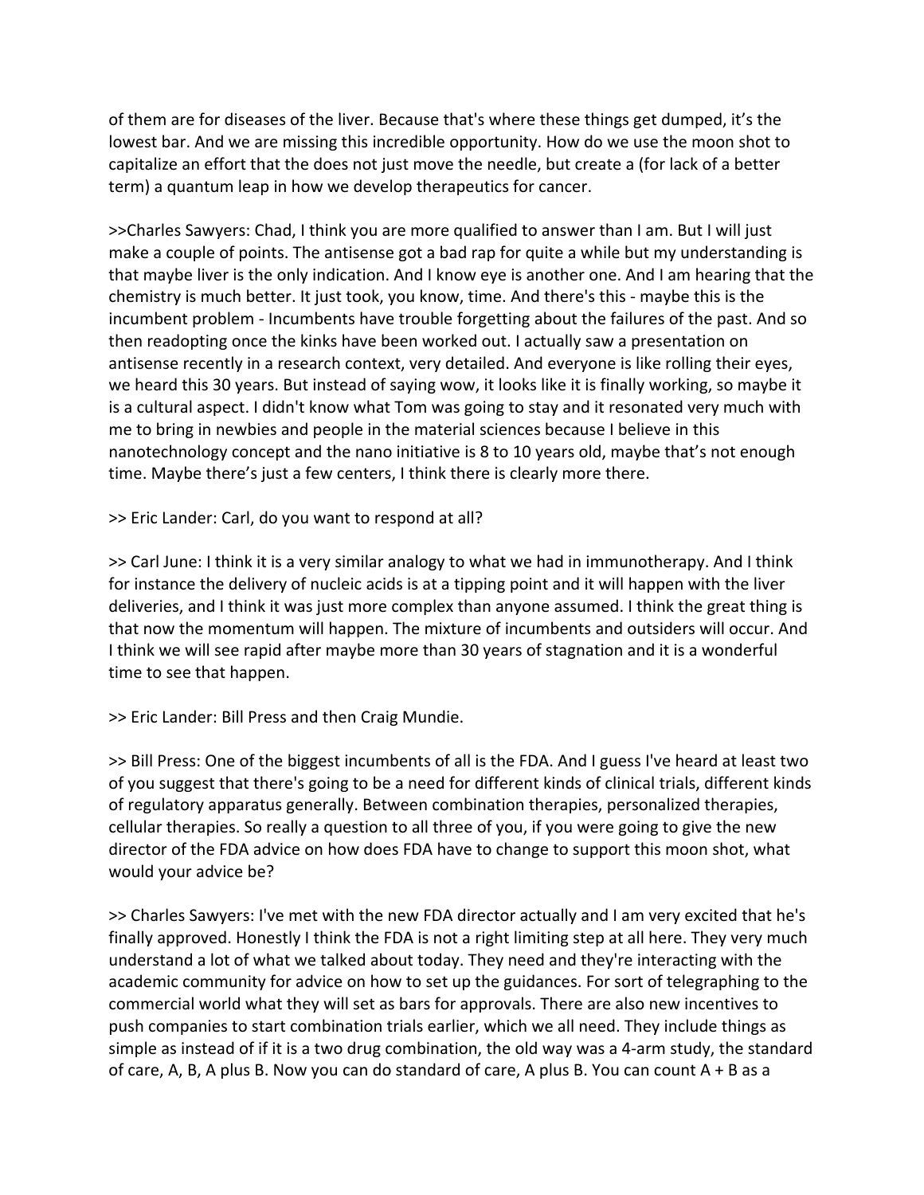of them are for diseases of the liver. Because that's where these things get dumped, it's the lowest bar. And we are missing this incredible opportunity. How do we use the moon shot to capitalize an effort that the does not just move the needle, but create a (for lack of a better term) a quantum leap in how we develop therapeutics for cancer.

>>Charles Sawyers: Chad, I think you are more qualified to answer than I am. But I will just make a couple of points. The antisense got a bad rap for quite a while but my understanding is that maybe liver is the only indication. And I know eye is another one. And I am hearing that the chemistry is much better. It just took, you know, time. And there's this - maybe this is the incumbent problem - Incumbents have trouble forgetting about the failures of the past. And so then readopting once the kinks have been worked out. I actually saw a presentation on antisense recently in a research context, very detailed. And everyone is like rolling their eyes, we heard this 30 years. But instead of saying wow, it looks like it is finally working, so maybe it is a cultural aspect. I didn't know what Tom was going to stay and it resonated very much with me to bring in newbies and people in the material sciences because I believe in this nanotechnology concept and the nano initiative is 8 to 10 years old, maybe that's not enough time. Maybe there's just a few centers, I think there is clearly more there.

>> Eric Lander: Carl, do you want to respond at all?

>> Carl June: I think it is a very similar analogy to what we had in immunotherapy. And I think for instance the delivery of nucleic acids is at a tipping point and it will happen with the liver deliveries, and I think it was just more complex than anyone assumed. I think the great thing is that now the momentum will happen. The mixture of incumbents and outsiders will occur. And I think we will see rapid after maybe more than 30 years of stagnation and it is a wonderful time to see that happen.

>> Eric Lander: Bill Press and then Craig Mundie.

>> Bill Press: One of the biggest incumbents of all is the FDA. And I guess I've heard at least two of you suggest that there's going to be a need for different kinds of clinical trials, different kinds of regulatory apparatus generally. Between combination therapies, personalized therapies, cellular therapies. So really a question to all three of you, if you were going to give the new director of the FDA advice on how does FDA have to change to support this moon shot, what would your advice be?

>> Charles Sawyers: I've met with the new FDA director actually and I am very excited that he's finally approved. Honestly I think the FDA is not a right limiting step at all here. They very much understand a lot of what we talked about today. They need and they're interacting with the academic community for advice on how to set up the guidances. For sort of telegraphing to the commercial world what they will set as bars for approvals. There are also new incentives to push companies to start combination trials earlier, which we all need. They include things as simple as instead of if it is a two drug combination, the old way was a 4-arm study, the standard of care, A, B, A plus B. Now you can do standard of care, A plus B. You can count A + B as a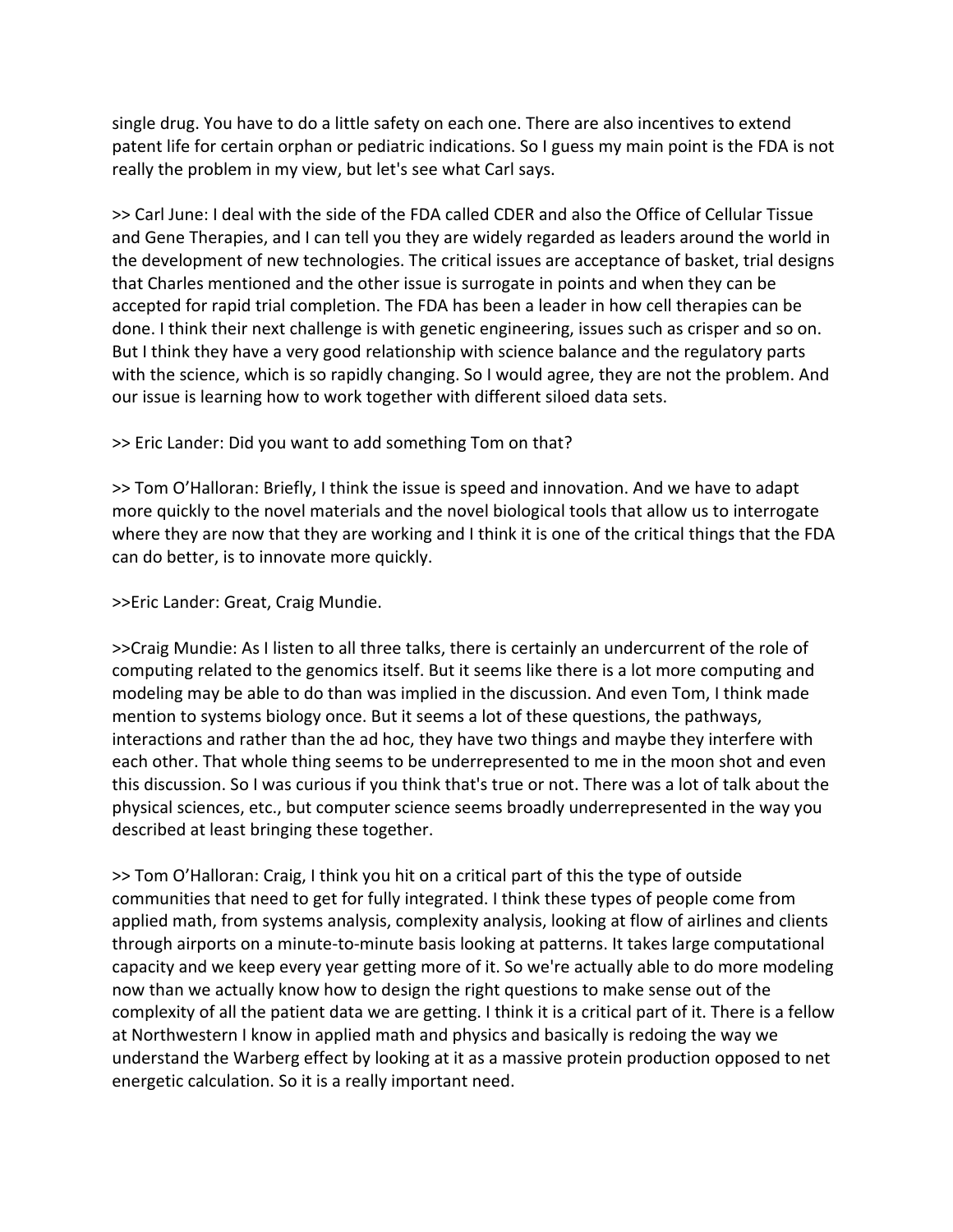single drug. You have to do a little safety on each one. There are also incentives to extend patent life for certain orphan or pediatric indications. So I guess my main point is the FDA is not really the problem in my view, but let's see what Carl says.

>> Carl June: I deal with the side of the FDA called CDER and also the Office of Cellular Tissue and Gene Therapies, and I can tell you they are widely regarded as leaders around the world in the development of new technologies. The critical issues are acceptance of basket, trial designs that Charles mentioned and the other issue is surrogate in points and when they can be accepted for rapid trial completion. The FDA has been a leader in how cell therapies can be done. I think their next challenge is with genetic engineering, issues such as crisper and so on. But I think they have a very good relationship with science balance and the regulatory parts with the science, which is so rapidly changing. So I would agree, they are not the problem. And our issue is learning how to work together with different siloed data sets.

>> Eric Lander: Did you want to add something Tom on that?

>> Tom O'Halloran: Briefly, I think the issue is speed and innovation. And we have to adapt more quickly to the novel materials and the novel biological tools that allow us to interrogate where they are now that they are working and I think it is one of the critical things that the FDA can do better, is to innovate more quickly.

>>Eric Lander: Great, Craig Mundie.

>>Craig Mundie: As I listen to all three talks, there is certainly an undercurrent of the role of computing related to the genomics itself. But it seems like there is a lot more computing and modeling may be able to do than was implied in the discussion. And even Tom, I think made mention to systems biology once. But it seems a lot of these questions, the pathways, interactions and rather than the ad hoc, they have two things and maybe they interfere with each other. That whole thing seems to be underrepresented to me in the moon shot and even this discussion. So I was curious if you think that's true or not. There was a lot of talk about the physical sciences, etc., but computer science seems broadly underrepresented in the way you described at least bringing these together.

>> Tom O'Halloran: Craig, I think you hit on a critical part of this the type of outside communities that need to get for fully integrated. I think these types of people come from applied math, from systems analysis, complexity analysis, looking at flow of airlines and clients through airports on a minute-to-minute basis looking at patterns. It takes large computational capacity and we keep every year getting more of it. So we're actually able to do more modeling now than we actually know how to design the right questions to make sense out of the complexity of all the patient data we are getting. I think it is a critical part of it. There is a fellow at Northwestern I know in applied math and physics and basically is redoing the way we understand the Warberg effect by looking at it as a massive protein production opposed to net energetic calculation. So it is a really important need.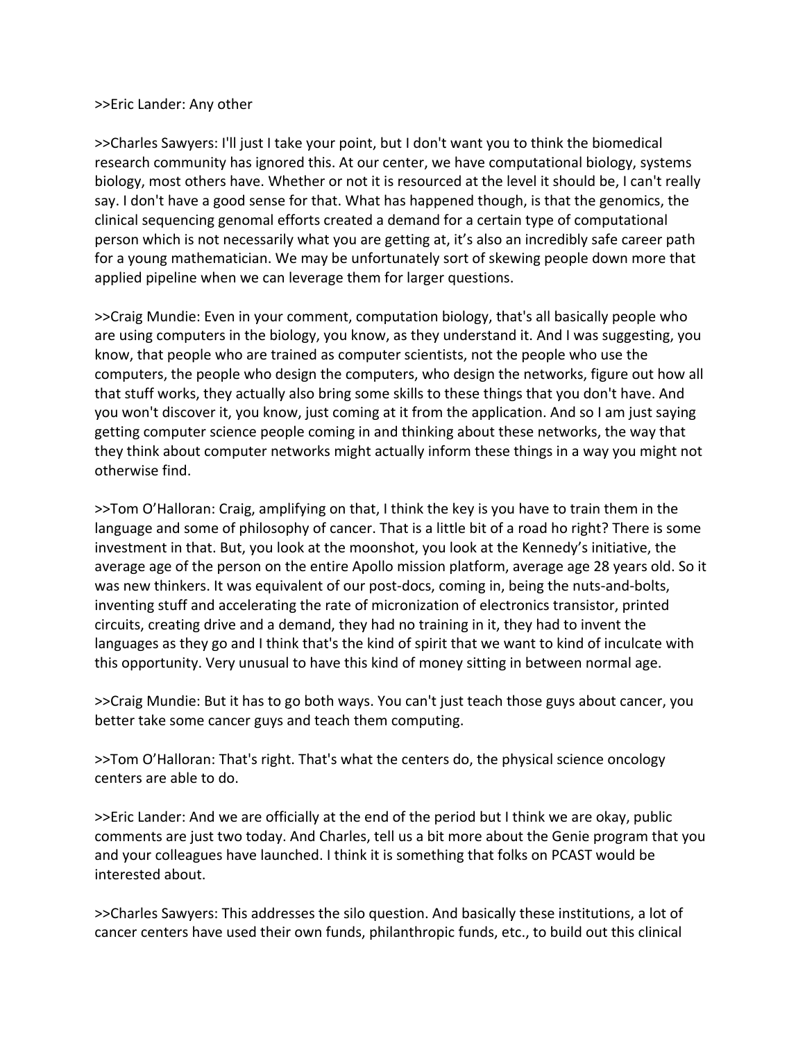>>Eric Lander: Any other

>>Charles Sawyers: I'll just I take your point, but I don't want you to think the biomedical research community has ignored this. At our center, we have computational biology, systems biology, most others have. Whether or not it is resourced at the level it should be, I can't really say. I don't have a good sense for that. What has happened though, is that the genomics, the clinical sequencing genomal efforts created a demand for a certain type of computational person which is not necessarily what you are getting at, it's also an incredibly safe career path for a young mathematician. We may be unfortunately sort of skewing people down more that applied pipeline when we can leverage them for larger questions.

>>Craig Mundie: Even in your comment, computation biology, that's all basically people who are using computers in the biology, you know, as they understand it. And I was suggesting, you know, that people who are trained as computer scientists, not the people who use the computers, the people who design the computers, who design the networks, figure out how all that stuff works, they actually also bring some skills to these things that you don't have. And you won't discover it, you know, just coming at it from the application. And so I am just saying getting computer science people coming in and thinking about these networks, the way that they think about computer networks might actually inform these things in a way you might not otherwise find.

>>Tom O'Halloran: Craig, amplifying on that, I think the key is you have to train them in the language and some of philosophy of cancer. That is a little bit of a road ho right? There is some investment in that. But, you look at the moonshot, you look at the Kennedy's initiative, the average age of the person on the entire Apollo mission platform, average age 28 years old. So it was new thinkers. It was equivalent of our post-docs, coming in, being the nuts-and-bolts, inventing stuff and accelerating the rate of micronization of electronics transistor, printed circuits, creating drive and a demand, they had no training in it, they had to invent the languages as they go and I think that's the kind of spirit that we want to kind of inculcate with this opportunity. Very unusual to have this kind of money sitting in between normal age.

>>Craig Mundie: But it has to go both ways. You can't just teach those guys about cancer, you better take some cancer guys and teach them computing.

>>Tom O'Halloran: That's right. That's what the centers do, the physical science oncology centers are able to do.

>>Eric Lander: And we are officially at the end of the period but I think we are okay, public comments are just two today. And Charles, tell us a bit more about the Genie program that you and your colleagues have launched. I think it is something that folks on PCAST would be interested about.

>>Charles Sawyers: This addresses the silo question. And basically these institutions, a lot of cancer centers have used their own funds, philanthropic funds, etc., to build out this clinical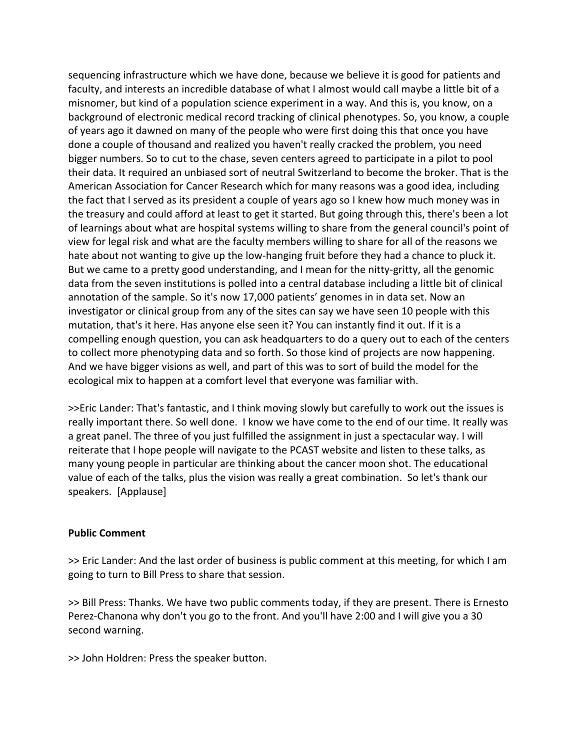sequencing infrastructure which we have done, because we believe it is good for patients and faculty, and interests an incredible database of what I almost would call maybe a little bit of a misnomer, but kind of a population science experiment in a way. And this is, you know, on a background of electronic medical record tracking of clinical phenotypes. So, you know, a couple of years ago it dawned on many of the people who were first doing this that once you have done a couple of thousand and realized you haven't really cracked the problem, you need bigger numbers. So to cut to the chase, seven centers agreed to participate in a pilot to pool their data. It required an unbiased sort of neutral Switzerland to become the broker. That is the American Association for Cancer Research which for many reasons was a good idea, including the fact that I served as its president a couple of years ago so I knew how much money was in the treasury and could afford at least to get it started. But going through this, there's been a lot of learnings about what are hospital systems willing to share from the general council's point of view for legal risk and what are the faculty members willing to share for all of the reasons we hate about not wanting to give up the low-hanging fruit before they had a chance to pluck it. But we came to a pretty good understanding, and I mean for the nitty-gritty, all the genomic data from the seven institutions is polled into a central database including a little bit of clinical annotation of the sample. So it's now 17,000 patients' genomes in in data set. Now an investigator or clinical group from any of the sites can say we have seen 10 people with this mutation, that's it here. Has anyone else seen it? You can instantly find it out. If it is a compelling enough question, you can ask headquarters to do a query out to each of the centers to collect more phenotyping data and so forth. So those kind of projects are now happening. And we have bigger visions as well, and part of this was to sort of build the model for the ecological mix to happen at a comfort level that everyone was familiar with.

>>Eric Lander: That's fantastic, and I think moving slowly but carefully to work out the issues is really important there. So well done. I know we have come to the end of our time. It really was a great panel. The three of you just fulfilled the assignment in just a spectacular way. I will reiterate that I hope people will navigate to the PCAST website and listen to these talks, as many young people in particular are thinking about the cancer moon shot. The educational value of each of the talks, plus the vision was really a great combination. So let's thank our speakers. [Applause]

**Public Comment**

>> Eric Lander: And the last order of business is public comment at this meeting, for which I am going to turn to Bill Press to share that session.

>> Bill Press: Thanks. We have two public comments today, if they are present. There is Ernesto Perez-Chanona why don't you go to the front. And you'll have 2:00 and I will give you a 30 second warning.

>> John Holdren: Press the speaker button.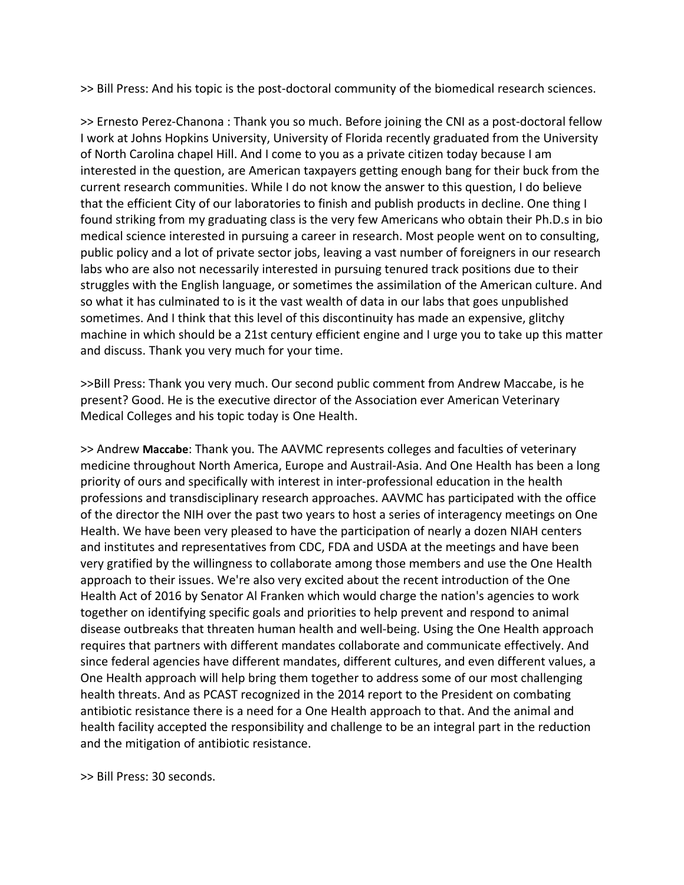>> Bill Press: And his topic is the post-doctoral community of the biomedical research sciences.

>> Ernesto Perez-Chanona : Thank you so much. Before joining the CNI as a post-doctoral fellow I work at Johns Hopkins University, University of Florida recently graduated from the University of North Carolina chapel Hill. And I come to you as a private citizen today because I am interested in the question, are American taxpayers getting enough bang for their buck from the current research communities. While I do not know the answer to this question, I do believe that the efficient City of our laboratories to finish and publish products in decline. One thing I found striking from my graduating class is the very few Americans who obtain their Ph.D.s in bio medical science interested in pursuing a career in research. Most people went on to consulting, public policy and a lot of private sector jobs, leaving a vast number of foreigners in our research labs who are also not necessarily interested in pursuing tenured track positions due to their struggles with the English language, or sometimes the assimilation of the American culture. And so what it has culminated to is it the vast wealth of data in our labs that goes unpublished sometimes. And I think that this level of this discontinuity has made an expensive, glitchy machine in which should be a 21st century efficient engine and I urge you to take up this matter and discuss. Thank you very much for your time.

>>Bill Press: Thank you very much. Our second public comment from Andrew Maccabe, is he present? Good. He is the executive director of the Association ever American Veterinary Medical Colleges and his topic today is One Health.

>> Andrew **Maccabe**: Thank you. The AAVMC represents colleges and faculties of veterinary medicine throughout North America, Europe and Austrail-Asia. And One Health has been a long priority of ours and specifically with interest in inter-professional education in the health professions and transdisciplinary research approaches. AAVMC has participated with the office of the director the NIH over the past two years to host a series of interagency meetings on One Health. We have been very pleased to have the participation of nearly a dozen NIAH centers and institutes and representatives from CDC, FDA and USDA at the meetings and have been very gratified by the willingness to collaborate among those members and use the One Health approach to their issues. We're also very excited about the recent introduction of the One Health Act of 2016 by Senator Al Franken which would charge the nation's agencies to work together on identifying specific goals and priorities to help prevent and respond to animal disease outbreaks that threaten human health and well-being. Using the One Health approach requires that partners with different mandates collaborate and communicate effectively. And since federal agencies have different mandates, different cultures, and even different values, a One Health approach will help bring them together to address some of our most challenging health threats. And as PCAST recognized in the 2014 report to the President on combating antibiotic resistance there is a need for a One Health approach to that. And the animal and health facility accepted the responsibility and challenge to be an integral part in the reduction and the mitigation of antibiotic resistance.

>> Bill Press: 30 seconds.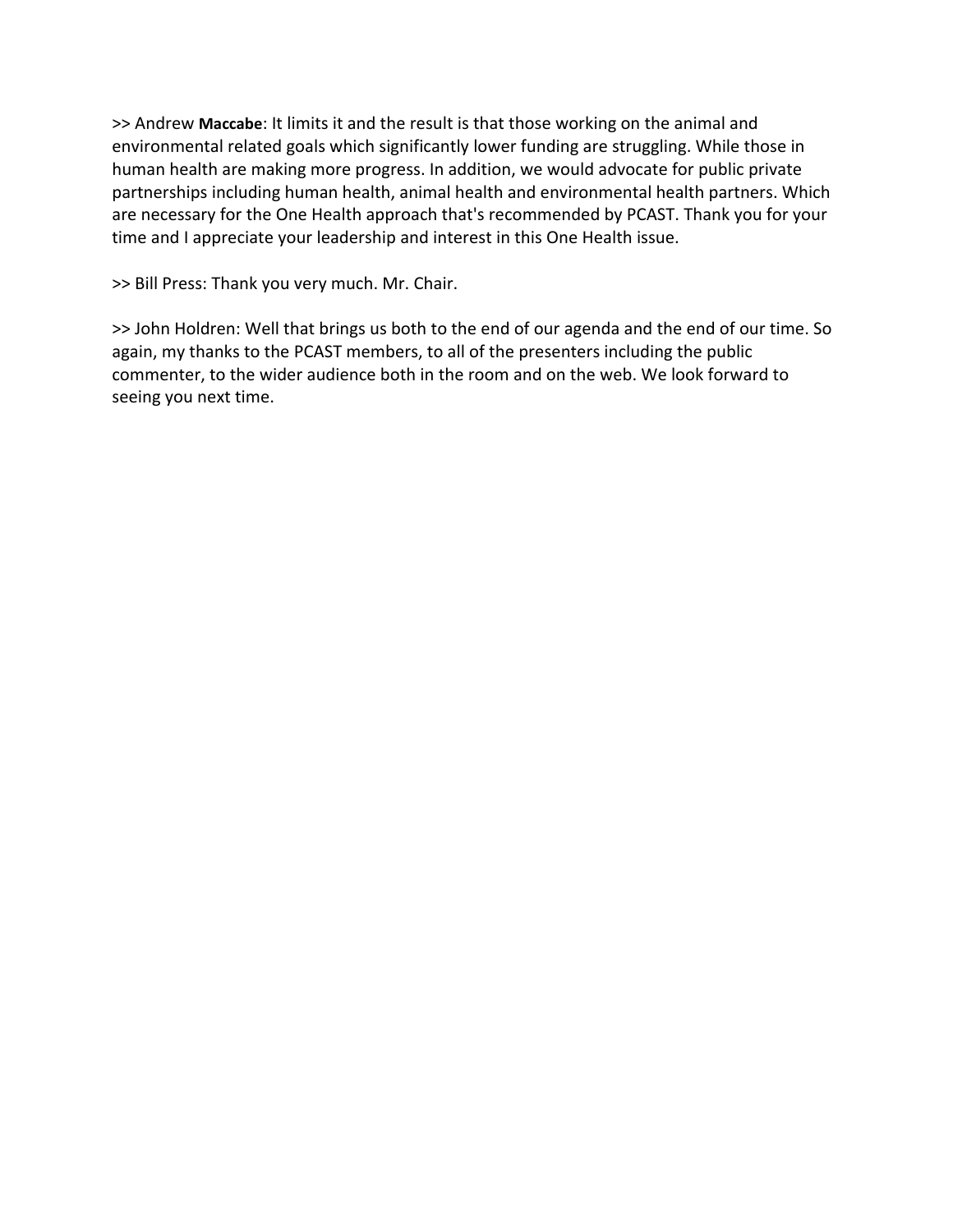>> Andrew **Maccabe**: It limits it and the result is that those working on the animal and environmental related goals which significantly lower funding are struggling. While those in human health are making more progress. In addition, we would advocate for public private partnerships including human health, animal health and environmental health partners. Which are necessary for the One Health approach that's recommended by PCAST. Thank you for your time and I appreciate your leadership and interest in this One Health issue.

>> Bill Press: Thank you very much. Mr. Chair.

>> John Holdren: Well that brings us both to the end of our agenda and the end of our time. So again, my thanks to the PCAST members, to all of the presenters including the public commenter, to the wider audience both in the room and on the web. We look forward to seeing you next time.